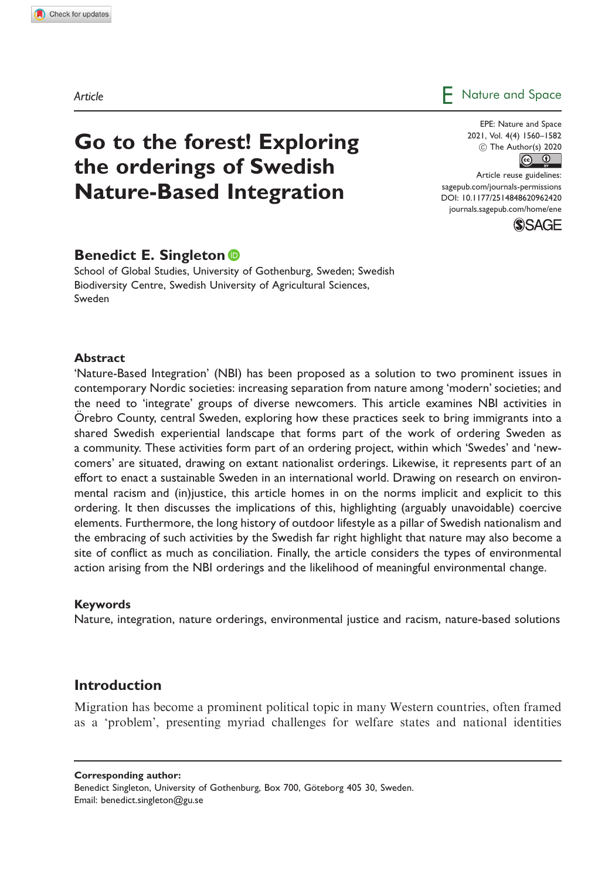Article

# Go to the forest! Exploring the orderings of Swedish Nature-Based Integration

**Benedict E. Singleton**

School of Global Studies, University of Gothenburg, Sweden; Swedish Biodiversity Centre, Swedish University of Agricultural Sciences, Sweden

EPE: Nature and Space
2021, Vol. 4(4) 1560–1582
© The Author(s) 2020
Article reuse guidelines:
sagepub.com/journals-permissions
DOI: 10.1177/2514848620962420
journals.sagepub.com/home/ene

## Abstract

'Nature-Based Integration' (NBI) has been proposed as a solution to two prominent issues in contemporary Nordic societies: increasing separation from nature among 'modern' societies; and the need to 'integrate' groups of diverse newcomers. This article examines NBI activities in Örebro County, central Sweden, exploring how these practices seek to bring immigrants into a shared Swedish experiential landscape that forms part of the work of ordering Sweden as a community. These activities form part of an ordering project, within which 'Swedes' and 'newcomers' are situated, drawing on extant nationalist orderings. Likewise, it represents part of an effort to enact a sustainable Sweden in an international world. Drawing on research on environmental racism and (in)justice, this article homes in on the norms implicit and explicit to this ordering. It then discusses the implications of this, highlighting (arguably unavoidable) coercive elements. Furthermore, the long history of outdoor lifestyle as a pillar of Swedish nationalism and the embracing of such activities by the Swedish far right highlight that nature may also become a site of conflict as much as conciliation. Finally, the article considers the types of environmental action arising from the NBI orderings and the likelihood of meaningful environmental change.

### Keywords

Nature, integration, nature orderings, environmental justice and racism, nature-based solutions

## Introduction

Migration has become a prominent political topic in many Western countries, often framed as a 'problem', presenting myriad challenges for welfare states and national identities

**Corresponding author:**
Benedict Singleton, University of Gothenburg, Box 700, Göteborg 405 30, Sweden.
Email: benedict.singleton@gu.se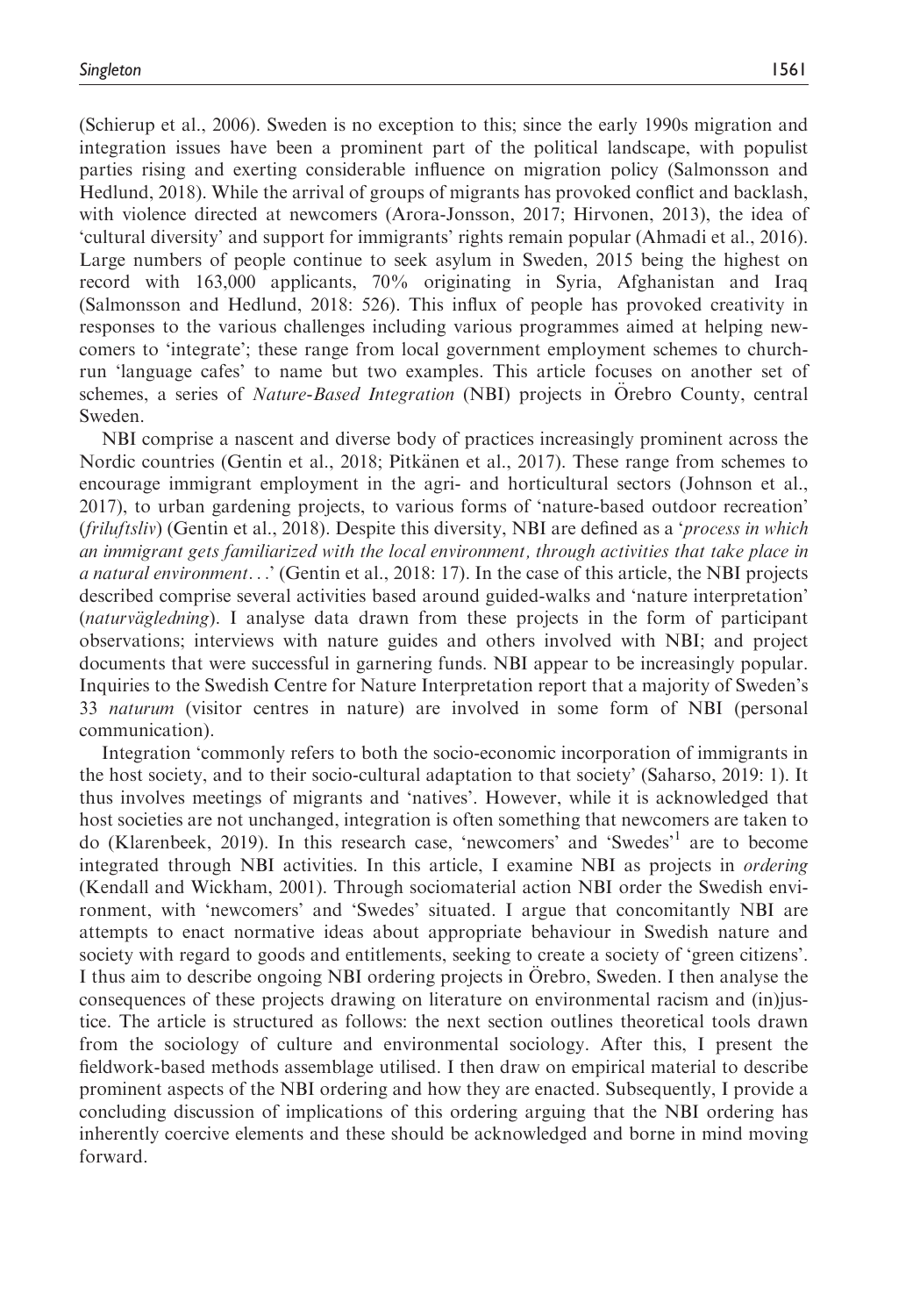(Schierup et al., 2006). Sweden is no exception to this; since the early 1990s migration and integration issues have been a prominent part of the political landscape, with populist parties rising and exerting considerable influence on migration policy (Salmonsson and Hedlund, 2018). While the arrival of groups of migrants has provoked conflict and backlash, with violence directed at newcomers (Arora-Jonsson, 2017; Hirvonen, 2013), the idea of 'cultural diversity' and support for immigrants' rights remain popular (Ahmadi et al., 2016). Large numbers of people continue to seek asylum in Sweden, 2015 being the highest on record with 163,000 applicants, 70% originating in Syria, Afghanistan and Iraq (Salmonsson and Hedlund, 2018: 526). This influx of people has provoked creativity in responses to the various challenges including various programmes aimed at helping newcomers to 'integrate'; these range from local government employment schemes to church-run 'language cafes' to name but two examples. This article focuses on another set of schemes, a series of *Nature-Based Integration* (NBI) projects in Örebro County, central Sweden.

NBI comprise a nascent and diverse body of practices increasingly prominent across the Nordic countries (Gentin et al., 2018; Pitkänen et al., 2017). These range from schemes to encourage immigrant employment in the agri- and horticultural sectors (Johnson et al., 2017), to urban gardening projects, to various forms of 'nature-based outdoor recreation' (*friluftsliv*) (Gentin et al., 2018). Despite this diversity, NBI are defined as a '*process in which an immigrant gets familiarized with the local environment, through activities that take place in a natural environment*...' (Gentin et al., 2018: 17). In the case of this article, the NBI projects described comprise several activities based around guided-walks and 'nature interpretation' (*naturvägledning*). I analyse data drawn from these projects in the form of participant observations; interviews with nature guides and others involved with NBI; and project documents that were successful in garnering funds. NBI appear to be increasingly popular. Inquiries to the Swedish Centre for Nature Interpretation report that a majority of Sweden's 33 *naturum* (visitor centres in nature) are involved in some form of NBI (personal communication).

Integration 'commonly refers to both the socio-economic incorporation of immigrants in the host society, and to their socio-cultural adaptation to that society' (Saharso, 2019: 1). It thus involves meetings of migrants and 'natives'. However, while it is acknowledged that host societies are not unchanged, integration is often something that newcomers are taken to do (Klarenbeek, 2019). In this research case, 'newcomers' and 'Swedes'[1] are to become integrated through NBI activities. In this article, I examine NBI as projects in *ordering* (Kendall and Wickham, 2001). Through sociomaterial action NBI order the Swedish environment, with 'newcomers' and 'Swedes' situated. I argue that concomitantly NBI are attempts to enact normative ideas about appropriate behaviour in Swedish nature and society with regard to goods and entitlements, seeking to create a society of 'green citizens'. I thus aim to describe ongoing NBI ordering projects in Örebro, Sweden. I then analyse the consequences of these projects drawing on literature on environmental racism and (in)justice. The article is structured as follows: the next section outlines theoretical tools drawn from the sociology of culture and environmental sociology. After this, I present the fieldwork-based methods assemblage utilised. I then draw on empirical material to describe prominent aspects of the NBI ordering and how they are enacted. Subsequently, I provide a concluding discussion of implications of this ordering arguing that the NBI ordering has inherently coercive elements and these should be acknowledged and borne in mind moving forward.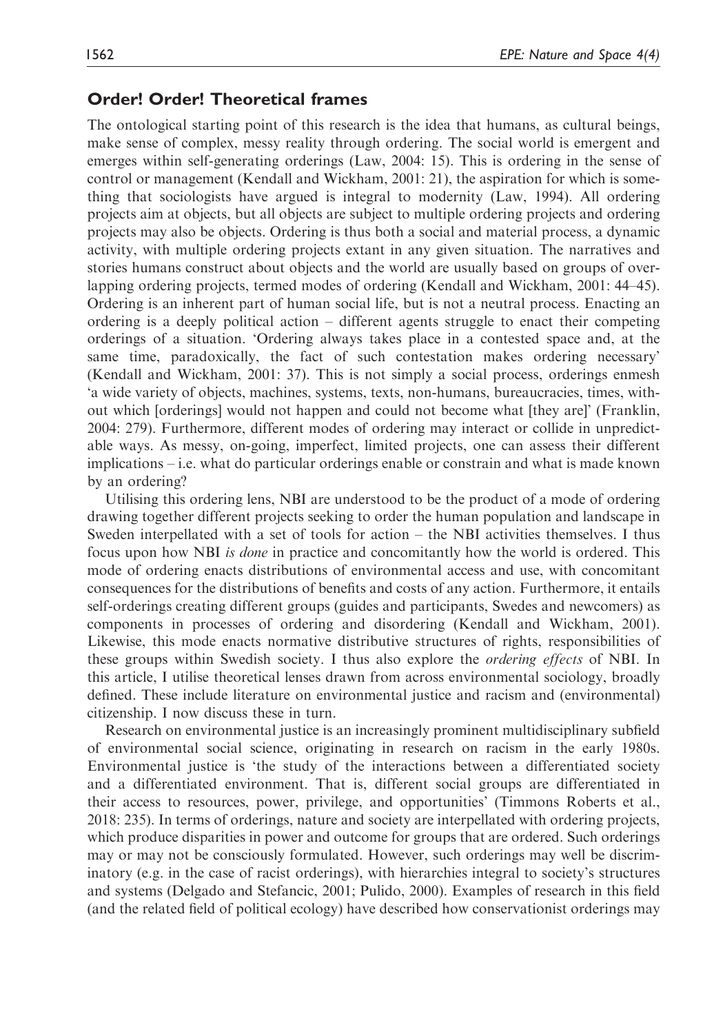## Order! Order! Theoretical frames

The ontological starting point of this research is the idea that humans, as cultural beings, make sense of complex, messy reality through ordering. The social world is emergent and emerges within self-generating orderings (Law, 2004: 15). This is ordering in the sense of control or management (Kendall and Wickham, 2001: 21), the aspiration for which is something that sociologists have argued is integral to modernity (Law, 1994). All ordering projects aim at objects, but all objects are subject to multiple ordering projects and ordering projects may also be objects. Ordering is thus both a social and material process, a dynamic activity, with multiple ordering projects extant in any given situation. The narratives and stories humans construct about objects and the world are usually based on groups of overlapping ordering projects, termed modes of ordering (Kendall and Wickham, 2001: 44–45). Ordering is an inherent part of human social life, but is not a neutral process. Enacting an ordering is a deeply political action – different agents struggle to enact their competing orderings of a situation. 'Ordering always takes place in a contested space and, at the same time, paradoxically, the fact of such contestation makes ordering necessary' (Kendall and Wickham, 2001: 37). This is not simply a social process, orderings enmesh 'a wide variety of objects, machines, systems, texts, non-humans, bureaucracies, times, without which [orderings] would not happen and could not become what [they are]' (Franklin, 2004: 279). Furthermore, different modes of ordering may interact or collide in unpredictable ways. As messy, on-going, imperfect, limited projects, one can assess their different implications – i.e. what do particular orderings enable or constrain and what is made known by an ordering?

Utilising this ordering lens, NBI are understood to be the product of a mode of ordering drawing together different projects seeking to order the human population and landscape in Sweden interpellated with a set of tools for action – the NBI activities themselves. I thus focus upon how NBI *is done* in practice and concomitantly how the world is ordered. This mode of ordering enacts distributions of environmental access and use, with concomitant consequences for the distributions of benefits and costs of any action. Furthermore, it entails self-orderings creating different groups (guides and participants, Swedes and newcomers) as components in processes of ordering and disordering (Kendall and Wickham, 2001). Likewise, this mode enacts normative distributive structures of rights, responsibilities of these groups within Swedish society. I thus also explore the *ordering effects* of NBI. In this article, I utilise theoretical lenses drawn from across environmental sociology, broadly defined. These include literature on environmental justice and racism and (environmental) citizenship. I now discuss these in turn.

Research on environmental justice is an increasingly prominent multidisciplinary subfield of environmental social science, originating in research on racism in the early 1980s. Environmental justice is 'the study of the interactions between a differentiated society and a differentiated environment. That is, different social groups are differentiated in their access to resources, power, privilege, and opportunities' (Timmons Roberts et al., 2018: 235). In terms of orderings, nature and society are interpellated with ordering projects, which produce disparities in power and outcome for groups that are ordered. Such orderings may or may not be consciously formulated. However, such orderings may well be discriminatory (e.g. in the case of racist orderings), with hierarchies integral to society's structures and systems (Delgado and Stefancic, 2001; Pulido, 2000). Examples of research in this field (and the related field of political ecology) have described how conservationist orderings may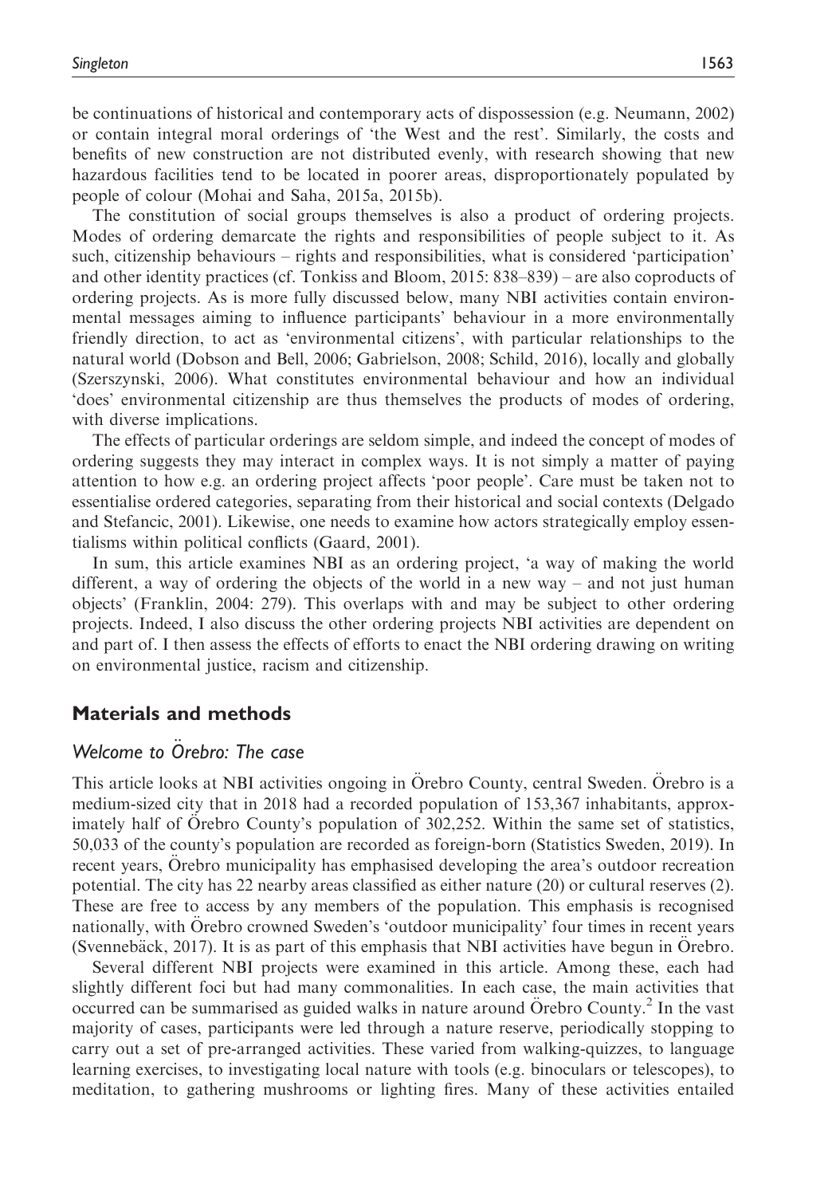be continuations of historical and contemporary acts of dispossession (e.g. Neumann, 2002) or contain integral moral orderings of 'the West and the rest'. Similarly, the costs and benefits of new construction are not distributed evenly, with research showing that new hazardous facilities tend to be located in poorer areas, disproportionately populated by people of colour (Mohai and Saha, 2015a, 2015b).

The constitution of social groups themselves is also a product of ordering projects. Modes of ordering demarcate the rights and responsibilities of people subject to it. As such, citizenship behaviours – rights and responsibilities, what is considered 'participation' and other identity practices (cf. Tonkiss and Bloom, 2015: 838–839) – are also coproducts of ordering projects. As is more fully discussed below, many NBI activities contain environmental messages aiming to influence participants' behaviour in a more environmentally friendly direction, to act as 'environmental citizens', with particular relationships to the natural world (Dobson and Bell, 2006; Gabrielson, 2008; Schild, 2016), locally and globally (Szerszynski, 2006). What constitutes environmental behaviour and how an individual 'does' environmental citizenship are thus themselves the products of modes of ordering, with diverse implications.

The effects of particular orderings are seldom simple, and indeed the concept of modes of ordering suggests they may interact in complex ways. It is not simply a matter of paying attention to how e.g. an ordering project affects 'poor people'. Care must be taken not to essentialise ordered categories, separating from their historical and social contexts (Delgado and Stefancic, 2001). Likewise, one needs to examine how actors strategically employ essentialisms within political conflicts (Gaard, 2001).

In sum, this article examines NBI as an ordering project, 'a way of making the world different, a way of ordering the objects of the world in a new way – and not just human objects' (Franklin, 2004: 279). This overlaps with and may be subject to other ordering projects. Indeed, I also discuss the other ordering projects NBI activities are dependent on and part of. I then assess the effects of efforts to enact the NBI ordering drawing on writing on environmental justice, racism and citizenship.

## Materials and methods

### *Welcome to Örebro: The case*

This article looks at NBI activities ongoing in Örebro County, central Sweden. Örebro is a medium-sized city that in 2018 had a recorded population of 153,367 inhabitants, approximately half of Örebro County's population of 302,252. Within the same set of statistics, 50,033 of the county's population are recorded as foreign-born (Statistics Sweden, 2019). In recent years, Örebro municipality has emphasised developing the area's outdoor recreation potential. The city has 22 nearby areas classified as either nature (20) or cultural reserves (2). These are free to access by any members of the population. This emphasis is recognised nationally, with Örebro crowned Sweden's 'outdoor municipality' four times in recent years (Svennebäck, 2017). It is as part of this emphasis that NBI activities have begun in Örebro.

Several different NBI projects were examined in this article. Among these, each had slightly different foci but had many commonalities. In each case, the main activities that occurred can be summarised as guided walks in nature around Örebro County.[2] In the vast majority of cases, participants were led through a nature reserve, periodically stopping to carry out a set of pre-arranged activities. These varied from walking-quizzes, to language learning exercises, to investigating local nature with tools (e.g. binoculars or telescopes), to meditation, to gathering mushrooms or lighting fires. Many of these activities entailed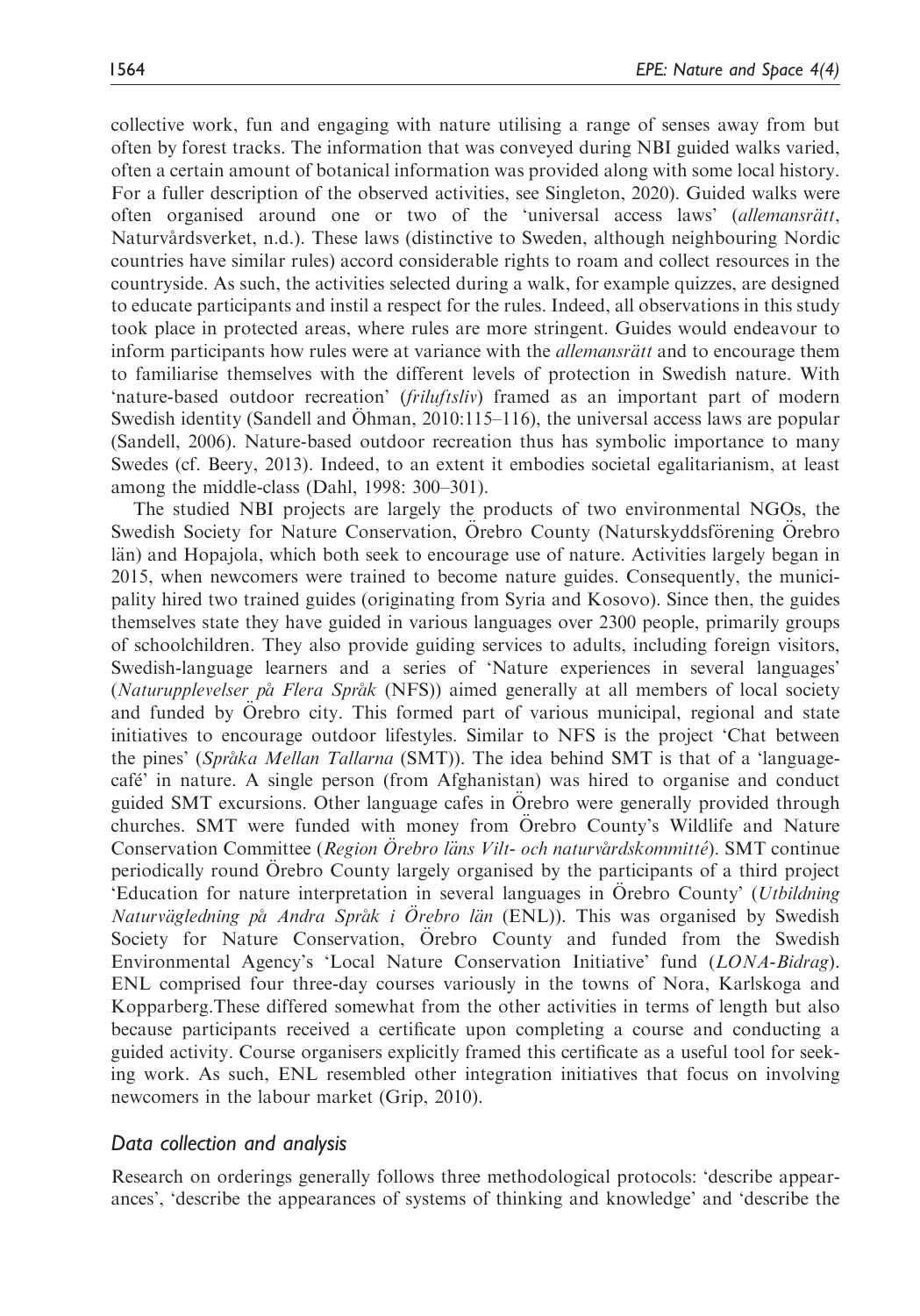collective work, fun and engaging with nature utilising a range of senses away from but often by forest tracks. The information that was conveyed during NBI guided walks varied, often a certain amount of botanical information was provided along with some local history. For a fuller description of the observed activities, see Singleton, 2020). Guided walks were often organised around one or two of the 'universal access laws' (*allemansrätt*, Naturvårdsverket, n.d.). These laws (distinctive to Sweden, although neighbouring Nordic countries have similar rules) accord considerable rights to roam and collect resources in the countryside. As such, the activities selected during a walk, for example quizzes, are designed to educate participants and instil a respect for the rules. Indeed, all observations in this study took place in protected areas, where rules are more stringent. Guides would endeavour to inform participants how rules were at variance with the *allemansrätt* and to encourage them to familiarise themselves with the different levels of protection in Swedish nature. With 'nature-based outdoor recreation' (*friluftsliv*) framed as an important part of modern Swedish identity (Sandell and Öhman, 2010:115–116), the universal access laws are popular (Sandell, 2006). Nature-based outdoor recreation thus has symbolic importance to many Swedes (cf. Beery, 2013). Indeed, to an extent it embodies societal egalitarianism, at least among the middle-class (Dahl, 1998: 300–301).

The studied NBI projects are largely the products of two environmental NGOs, the Swedish Society for Nature Conservation, Örebro County (Naturskyddsförening Örebro län) and Hopajola, which both seek to encourage use of nature. Activities largely began in 2015, when newcomers were trained to become nature guides. Consequently, the municipality hired two trained guides (originating from Syria and Kosovo). Since then, the guides themselves state they have guided in various languages over 2300 people, primarily groups of schoolchildren. They also provide guiding services to adults, including foreign visitors, Swedish-language learners and a series of 'Nature experiences in several languages' (*Naturupplevelser på Flera Språk* (NFS)) aimed generally at all members of local society and funded by Örebro city. This formed part of various municipal, regional and state initiatives to encourage outdoor lifestyles. Similar to NFS is the project 'Chat between the pines' (*Språka Mellan Tallarna* (SMT)). The idea behind SMT is that of a 'language-café' in nature. A single person (from Afghanistan) was hired to organise and conduct guided SMT excursions. Other language cafes in Örebro were generally provided through churches. SMT were funded with money from Örebro County's Wildlife and Nature Conservation Committee (*Region Örebro läns Vilt- och naturvårdskommitté*). SMT continue periodically round Örebro County largely organised by the participants of a third project 'Education for nature interpretation in several languages in Örebro County' (*Utbildning Naturvägledning på Andra Språk i Örebro län* (ENL)). This was organised by Swedish Society for Nature Conservation, Örebro County and funded from the Swedish Environmental Agency's 'Local Nature Conservation Initiative' fund (*LONA-Bidrag*). ENL comprised four three-day courses variously in the towns of Nora, Karlskoga and Kopparberg.These differed somewhat from the other activities in terms of length but also because participants received a certificate upon completing a course and conducting a guided activity. Course organisers explicitly framed this certificate as a useful tool for seeking work. As such, ENL resembled other integration initiatives that focus on involving newcomers in the labour market (Grip, 2010).

### *Data collection and analysis*

Research on orderings generally follows three methodological protocols: 'describe appearances', 'describe the appearances of systems of thinking and knowledge' and 'describe the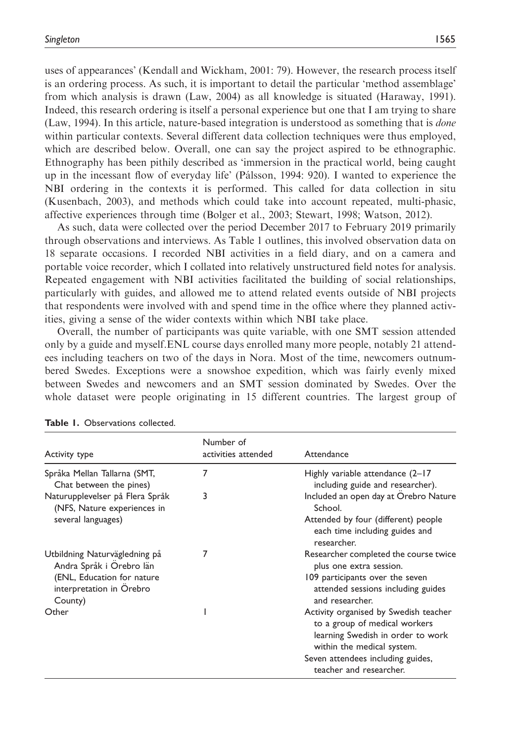uses of appearances' (Kendall and Wickham, 2001: 79). However, the research process itself is an ordering process. As such, it is important to detail the particular 'method assemblage' from which analysis is drawn (Law, 2004) as all knowledge is situated (Haraway, 1991). Indeed, this research ordering is itself a personal experience but one that I am trying to share (Law, 1994). In this article, nature-based integration is understood as something that is *done* within particular contexts. Several different data collection techniques were thus employed, which are described below. Overall, one can say the project aspired to be ethnographic. Ethnography has been pithily described as 'immersion in the practical world, being caught up in the incessant flow of everyday life' (Pålsson, 1994: 920). I wanted to experience the NBI ordering in the contexts it is performed. This called for data collection in situ (Kusenbach, 2003), and methods which could take into account repeated, multi-phasic, affective experiences through time (Bolger et al., 2003; Stewart, 1998; Watson, 2012).

As such, data were collected over the period December 2017 to February 2019 primarily through observations and interviews. As Table 1 outlines, this involved observation data on 18 separate occasions. I recorded NBI activities in a field diary, and on a camera and portable voice recorder, which I collated into relatively unstructured field notes for analysis. Repeated engagement with NBI activities facilitated the building of social relationships, particularly with guides, and allowed me to attend related events outside of NBI projects that respondents were involved with and spend time in the office where they planned activities, giving a sense of the wider contexts within which NBI take place.

Overall, the number of participants was quite variable, with one SMT session attended only by a guide and myself.ENL course days enrolled many more people, notably 21 attendees including teachers on two of the days in Nora. Most of the time, newcomers outnumbered Swedes. Exceptions were a snowshoe expedition, which was fairly evenly mixed between Swedes and newcomers and an SMT session dominated by Swedes. Over the whole dataset were people originating in 15 different countries. The largest group of

**Table 1.** Observations collected.

| Activity type | Number of activities attended | Attendance |
|---|---|---|
| Språka Mellan Tallarna (SMT, Chat between the pines) | 7 | Highly variable attendance (2–17 including guide and researcher). |
| Naturupplevelser på Flera Språk (NFS, Nature experiences in several languages) | 3 | Included an open day at Örebro Nature School. Attended by four (different) people each time including guides and researcher. |
| Utbildning Naturvägledning på Andra Språk i Örebro län (ENL, Education for nature interpretation in Örebro County) | 7 | Researcher completed the course twice plus one extra session. 109 participants over the seven attended sessions including guides and researcher. |
| Other | 1 | Activity organised by Swedish teacher to a group of medical workers learning Swedish in order to work within the medical system. Seven attendees including guides, teacher and researcher. |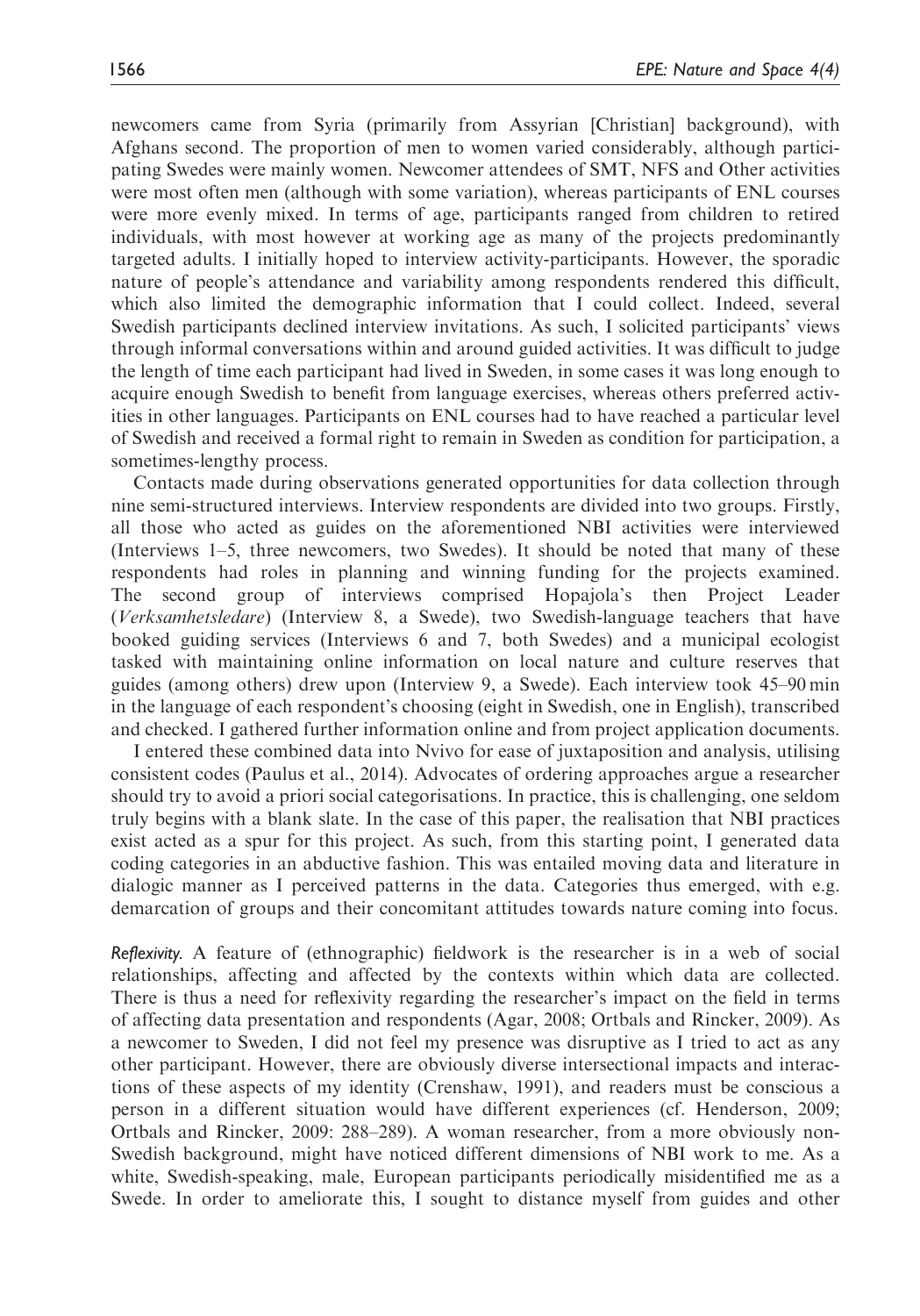newcomers came from Syria (primarily from Assyrian [Christian] background), with Afghans second. The proportion of men to women varied considerably, although participating Swedes were mainly women. Newcomer attendees of SMT, NFS and Other activities were most often men (although with some variation), whereas participants of ENL courses were more evenly mixed. In terms of age, participants ranged from children to retired individuals, with most however at working age as many of the projects predominantly targeted adults. I initially hoped to interview activity-participants. However, the sporadic nature of people's attendance and variability among respondents rendered this difficult, which also limited the demographic information that I could collect. Indeed, several Swedish participants declined interview invitations. As such, I solicited participants' views through informal conversations within and around guided activities. It was difficult to judge the length of time each participant had lived in Sweden, in some cases it was long enough to acquire enough Swedish to benefit from language exercises, whereas others preferred activities in other languages. Participants on ENL courses had to have reached a particular level of Swedish and received a formal right to remain in Sweden as condition for participation, a sometimes-lengthy process.

Contacts made during observations generated opportunities for data collection through nine semi-structured interviews. Interview respondents are divided into two groups. Firstly, all those who acted as guides on the aforementioned NBI activities were interviewed (Interviews 1–5, three newcomers, two Swedes). It should be noted that many of these respondents had roles in planning and winning funding for the projects examined. The second group of interviews comprised Hopajola's then Project Leader (*Verksamhetsledare*) (Interview 8, a Swede), two Swedish-language teachers that have booked guiding services (Interviews 6 and 7, both Swedes) and a municipal ecologist tasked with maintaining online information on local nature and culture reserves that guides (among others) drew upon (Interview 9, a Swede). Each interview took 45–90 min in the language of each respondent's choosing (eight in Swedish, one in English), transcribed and checked. I gathered further information online and from project application documents.

I entered these combined data into Nvivo for ease of juxtaposition and analysis, utilising consistent codes (Paulus et al., 2014). Advocates of ordering approaches argue a researcher should try to avoid a priori social categorisations. In practice, this is challenging, one seldom truly begins with a blank slate. In the case of this paper, the realisation that NBI practices exist acted as a spur for this project. As such, from this starting point, I generated data coding categories in an abductive fashion. This was entailed moving data and literature in dialogic manner as I perceived patterns in the data. Categories thus emerged, with e.g. demarcation of groups and their concomitant attitudes towards nature coming into focus.

*Reflexivity.* A feature of (ethnographic) fieldwork is the researcher is in a web of social relationships, affecting and affected by the contexts within which data are collected. There is thus a need for reflexivity regarding the researcher's impact on the field in terms of affecting data presentation and respondents (Agar, 2008; Ortbals and Rincker, 2009). As a newcomer to Sweden, I did not feel my presence was disruptive as I tried to act as any other participant. However, there are obviously diverse intersectional impacts and interactions of these aspects of my identity (Crenshaw, 1991), and readers must be conscious a person in a different situation would have different experiences (cf. Henderson, 2009; Ortbals and Rincker, 2009: 288–289). A woman researcher, from a more obviously non-Swedish background, might have noticed different dimensions of NBI work to me. As a white, Swedish-speaking, male, European participants periodically misidentified me as a Swede. In order to ameliorate this, I sought to distance myself from guides and other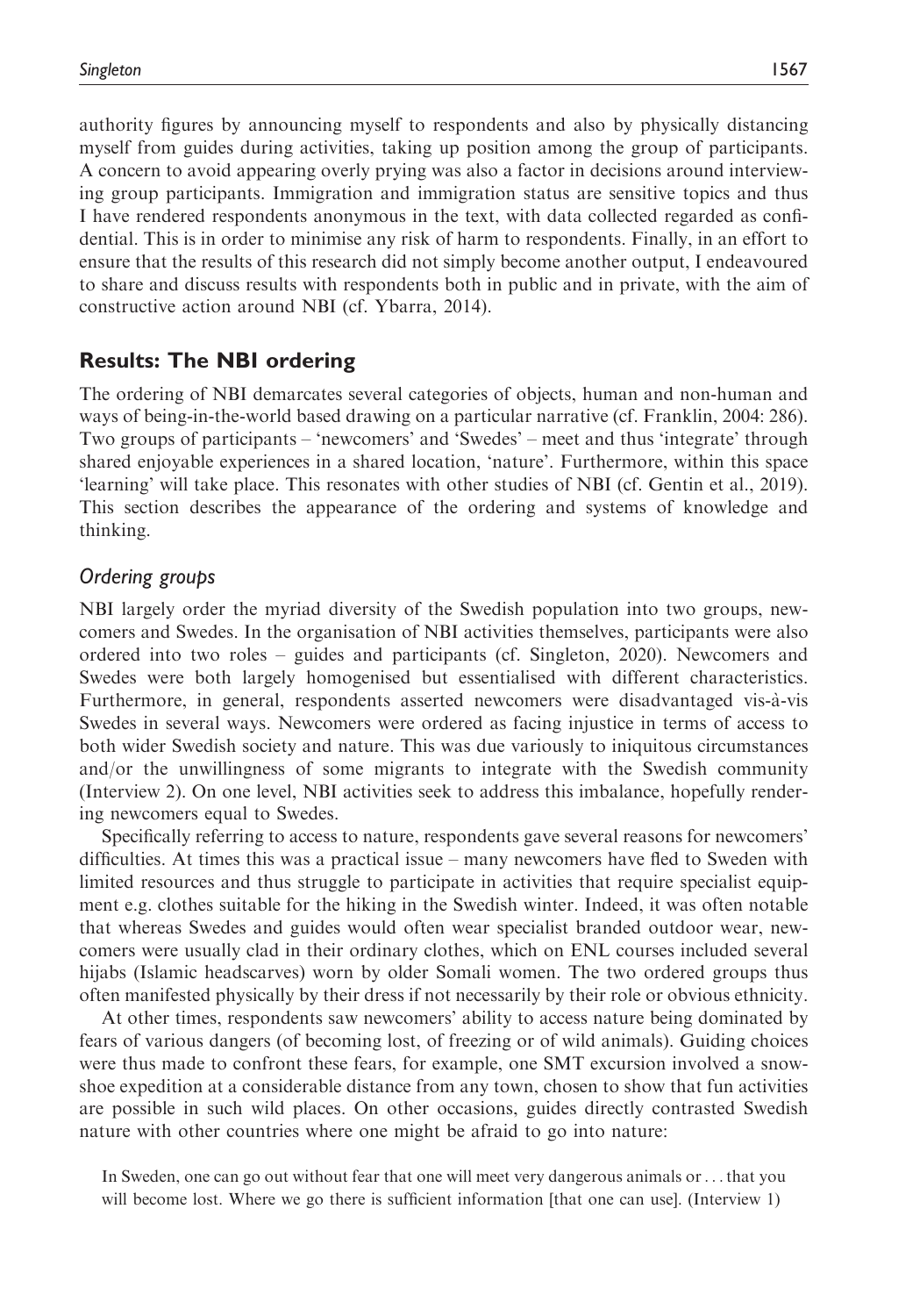authority figures by announcing myself to respondents and also by physically distancing myself from guides during activities, taking up position among the group of participants. A concern to avoid appearing overly prying was also a factor in decisions around interviewing group participants. Immigration and immigration status are sensitive topics and thus I have rendered respondents anonymous in the text, with data collected regarded as confidential. This is in order to minimise any risk of harm to respondents. Finally, in an effort to ensure that the results of this research did not simply become another output, I endeavoured to share and discuss results with respondents both in public and in private, with the aim of constructive action around NBI (cf. Ybarra, 2014).

## Results: The NBI ordering

The ordering of NBI demarcates several categories of objects, human and non-human and ways of being-in-the-world based drawing on a particular narrative (cf. Franklin, 2004: 286). Two groups of participants – 'newcomers' and 'Swedes' – meet and thus 'integrate' through shared enjoyable experiences in a shared location, 'nature'. Furthermore, within this space 'learning' will take place. This resonates with other studies of NBI (cf. Gentin et al., 2019). This section describes the appearance of the ordering and systems of knowledge and thinking.

### *Ordering groups*

NBI largely order the myriad diversity of the Swedish population into two groups, newcomers and Swedes. In the organisation of NBI activities themselves, participants were also ordered into two roles – guides and participants (cf. Singleton, 2020). Newcomers and Swedes were both largely homogenised but essentialised with different characteristics. Furthermore, in general, respondents asserted newcomers were disadvantaged vis-à-vis Swedes in several ways. Newcomers were ordered as facing injustice in terms of access to both wider Swedish society and nature. This was due variously to iniquitous circumstances and/or the unwillingness of some migrants to integrate with the Swedish community (Interview 2). On one level, NBI activities seek to address this imbalance, hopefully rendering newcomers equal to Swedes.

Specifically referring to access to nature, respondents gave several reasons for newcomers' difficulties. At times this was a practical issue – many newcomers have fled to Sweden with limited resources and thus struggle to participate in activities that require specialist equipment e.g. clothes suitable for the hiking in the Swedish winter. Indeed, it was often notable that whereas Swedes and guides would often wear specialist branded outdoor wear, newcomers were usually clad in their ordinary clothes, which on ENL courses included several hijabs (Islamic headscarves) worn by older Somali women. The two ordered groups thus often manifested physically by their dress if not necessarily by their role or obvious ethnicity.

At other times, respondents saw newcomers' ability to access nature being dominated by fears of various dangers (of becoming lost, of freezing or of wild animals). Guiding choices were thus made to confront these fears, for example, one SMT excursion involved a snowshoe expedition at a considerable distance from any town, chosen to show that fun activities are possible in such wild places. On other occasions, guides directly contrasted Swedish nature with other countries where one might be afraid to go into nature:

> In Sweden, one can go out without fear that one will meet very dangerous animals or . . . that you will become lost. Where we go there is sufficient information [that one can use]. (Interview 1)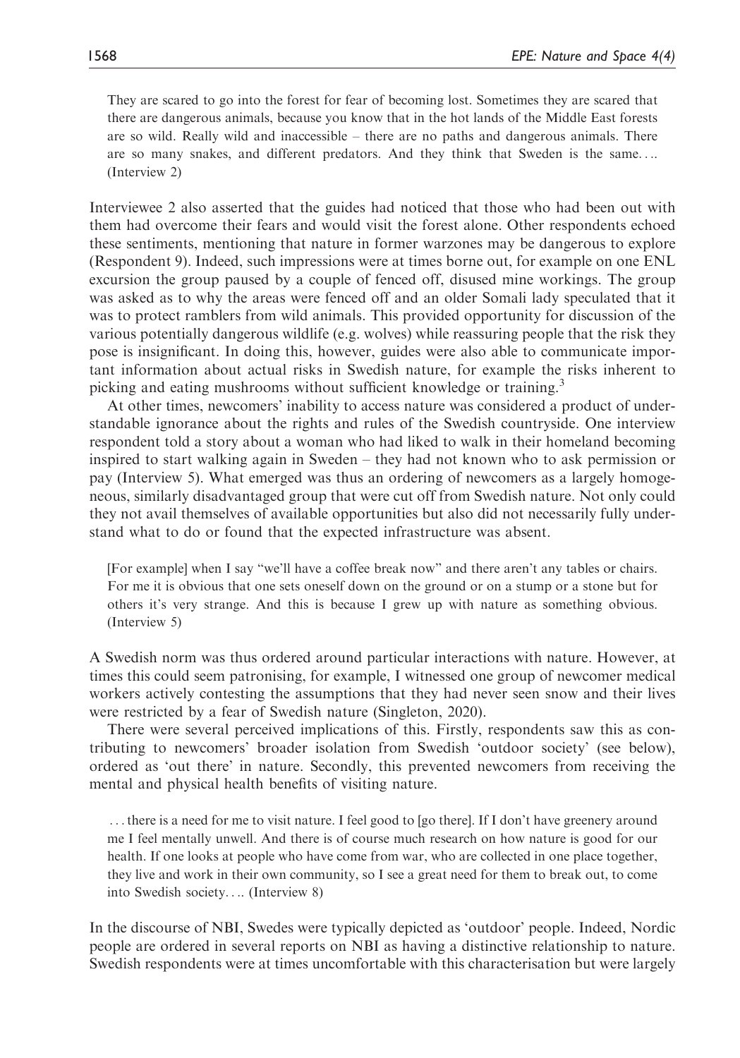> They are scared to go into the forest for fear of becoming lost. Sometimes they are scared that there are dangerous animals, because you know that in the hot lands of the Middle East forests are so wild. Really wild and inaccessible – there are no paths and dangerous animals. There are so many snakes, and different predators. And they think that Sweden is the same.... (Interview 2)

Interviewee 2 also asserted that the guides had noticed that those who had been out with them had overcome their fears and would visit the forest alone. Other respondents echoed these sentiments, mentioning that nature in former warzones may be dangerous to explore (Respondent 9). Indeed, such impressions were at times borne out, for example on one ENL excursion the group paused by a couple of fenced off, disused mine workings. The group was asked as to why the areas were fenced off and an older Somali lady speculated that it was to protect ramblers from wild animals. This provided opportunity for discussion of the various potentially dangerous wildlife (e.g. wolves) while reassuring people that the risk they pose is insignificant. In doing this, however, guides were also able to communicate important information about actual risks in Swedish nature, for example the risks inherent to picking and eating mushrooms without sufficient knowledge or training.[3]

At other times, newcomers' inability to access nature was considered a product of understandable ignorance about the rights and rules of the Swedish countryside. One interview respondent told a story about a woman who had liked to walk in their homeland becoming inspired to start walking again in Sweden – they had not known who to ask permission or pay (Interview 5). What emerged was thus an ordering of newcomers as a largely homogeneous, similarly disadvantaged group that were cut off from Swedish nature. Not only could they not avail themselves of available opportunities but also did not necessarily fully understand what to do or found that the expected infrastructure was absent.

> [For example] when I say "we'll have a coffee break now" and there aren't any tables or chairs. For me it is obvious that one sets oneself down on the ground or on a stump or a stone but for others it's very strange. And this is because I grew up with nature as something obvious. (Interview 5)

A Swedish norm was thus ordered around particular interactions with nature. However, at times this could seem patronising, for example, I witnessed one group of newcomer medical workers actively contesting the assumptions that they had never seen snow and their lives were restricted by a fear of Swedish nature (Singleton, 2020).

There were several perceived implications of this. Firstly, respondents saw this as contributing to newcomers' broader isolation from Swedish 'outdoor society' (see below), ordered as 'out there' in nature. Secondly, this prevented newcomers from receiving the mental and physical health benefits of visiting nature.

> ...there is a need for me to visit nature. I feel good to [go there]. If I don't have greenery around me I feel mentally unwell. And there is of course much research on how nature is good for our health. If one looks at people who have come from war, who are collected in one place together, they live and work in their own community, so I see a great need for them to break out, to come into Swedish society.... (Interview 8)

In the discourse of NBI, Swedes were typically depicted as 'outdoor' people. Indeed, Nordic people are ordered in several reports on NBI as having a distinctive relationship to nature. Swedish respondents were at times uncomfortable with this characterisation but were largely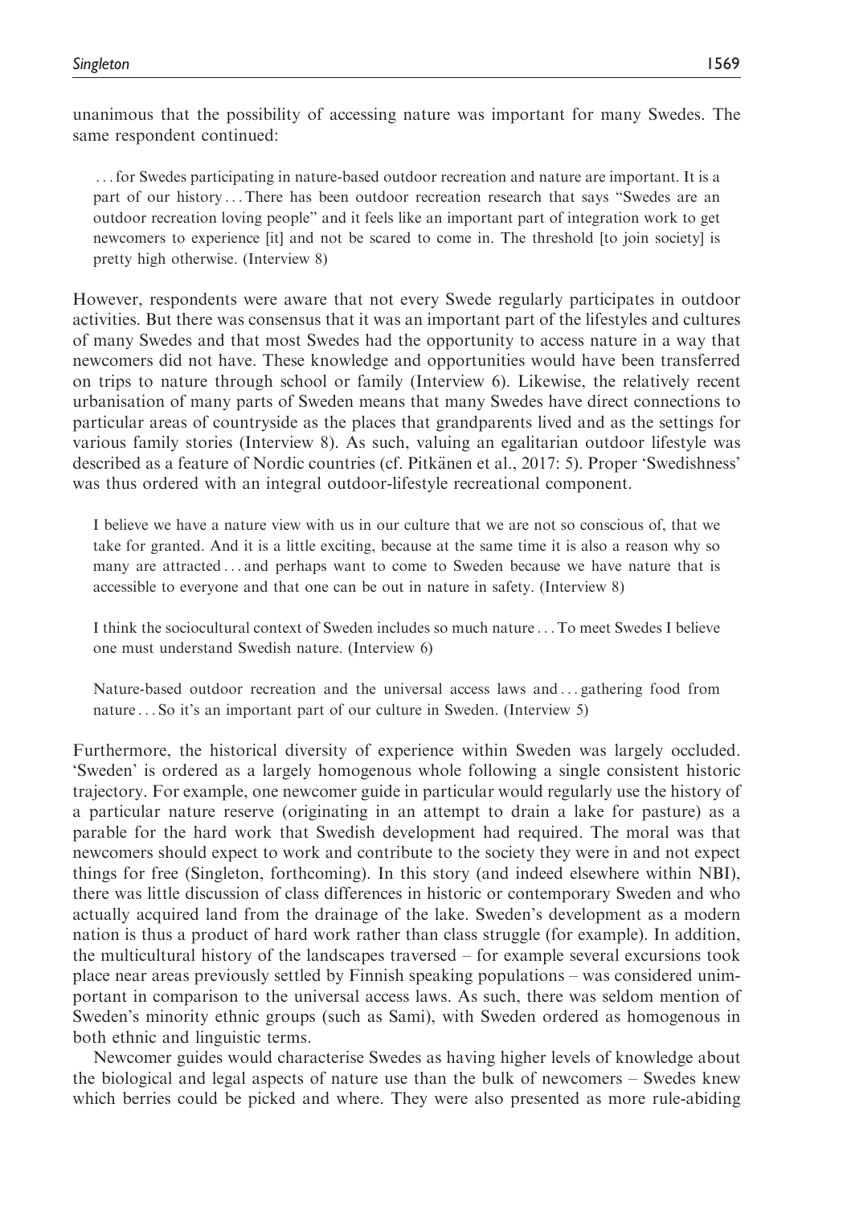unanimous that the possibility of accessing nature was important for many Swedes. The same respondent continued:

> . . . for Swedes participating in nature-based outdoor recreation and nature are important. It is a part of our history . . . There has been outdoor recreation research that says "Swedes are an outdoor recreation loving people" and it feels like an important part of integration work to get newcomers to experience [it] and not be scared to come in. The threshold [to join society] is pretty high otherwise. (Interview 8)

However, respondents were aware that not every Swede regularly participates in outdoor activities. But there was consensus that it was an important part of the lifestyles and cultures of many Swedes and that most Swedes had the opportunity to access nature in a way that newcomers did not have. These knowledge and opportunities would have been transferred on trips to nature through school or family (Interview 6). Likewise, the relatively recent urbanisation of many parts of Sweden means that many Swedes have direct connections to particular areas of countryside as the places that grandparents lived and as the settings for various family stories (Interview 8). As such, valuing an egalitarian outdoor lifestyle was described as a feature of Nordic countries (cf. Pitkänen et al., 2017: 5). Proper 'Swedishness' was thus ordered with an integral outdoor-lifestyle recreational component.

> I believe we have a nature view with us in our culture that we are not so conscious of, that we take for granted. And it is a little exciting, because at the same time it is also a reason why so many are attracted . . . and perhaps want to come to Sweden because we have nature that is accessible to everyone and that one can be out in nature in safety. (Interview 8)

> I think the sociocultural context of Sweden includes so much nature . . . To meet Swedes I believe one must understand Swedish nature. (Interview 6)

> Nature-based outdoor recreation and the universal access laws and . . . gathering food from nature . . . So it's an important part of our culture in Sweden. (Interview 5)

Furthermore, the historical diversity of experience within Sweden was largely occluded. 'Sweden' is ordered as a largely homogenous whole following a single consistent historic trajectory. For example, one newcomer guide in particular would regularly use the history of a particular nature reserve (originating in an attempt to drain a lake for pasture) as a parable for the hard work that Swedish development had required. The moral was that newcomers should expect to work and contribute to the society they were in and not expect things for free (Singleton, forthcoming). In this story (and indeed elsewhere within NBI), there was little discussion of class differences in historic or contemporary Sweden and who actually acquired land from the drainage of the lake. Sweden's development as a modern nation is thus a product of hard work rather than class struggle (for example). In addition, the multicultural history of the landscapes traversed – for example several excursions took place near areas previously settled by Finnish speaking populations – was considered unimportant in comparison to the universal access laws. As such, there was seldom mention of Sweden's minority ethnic groups (such as Sami), with Sweden ordered as homogenous in both ethnic and linguistic terms.

Newcomer guides would characterise Swedes as having higher levels of knowledge about the biological and legal aspects of nature use than the bulk of newcomers – Swedes knew which berries could be picked and where. They were also presented as more rule-abiding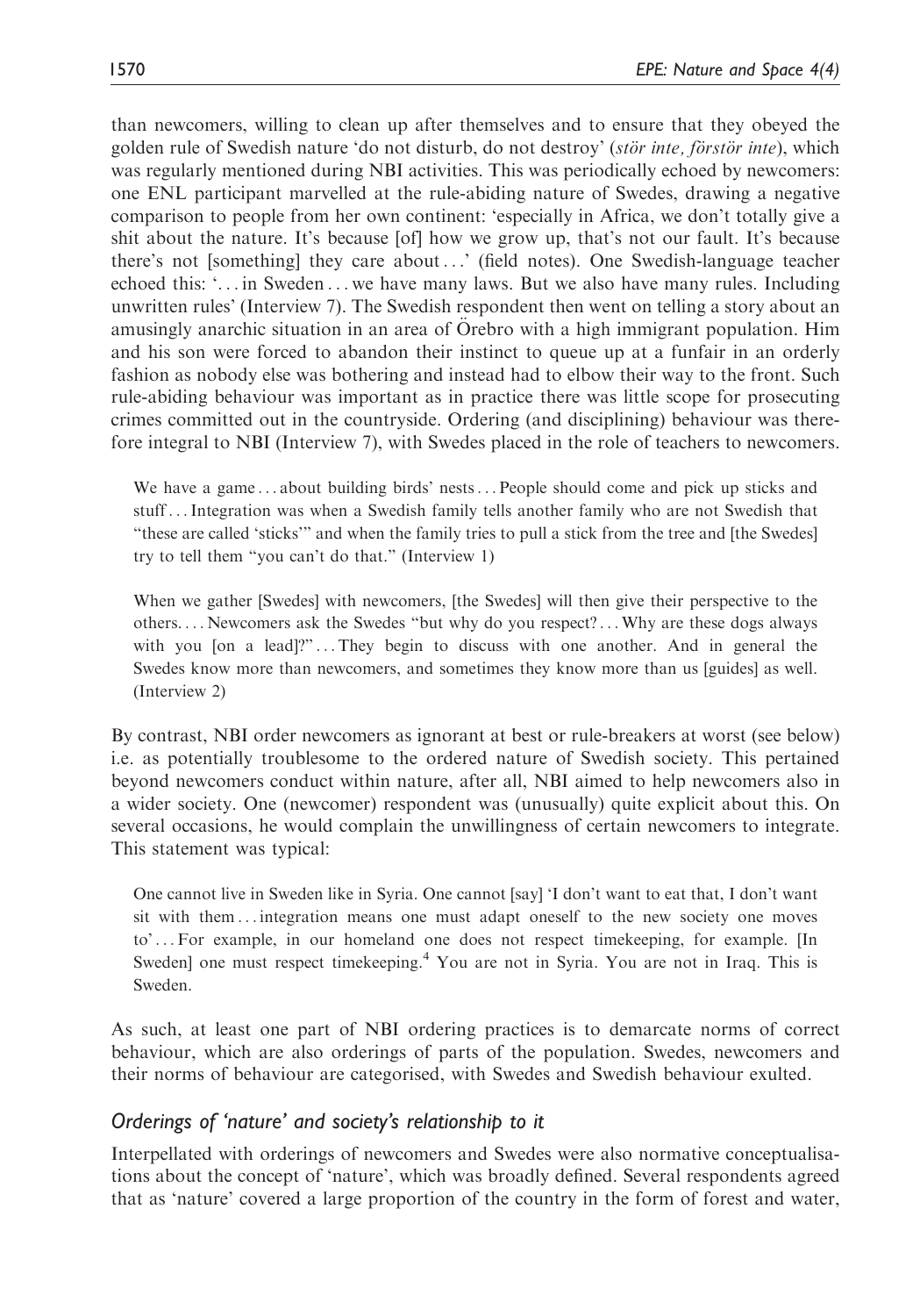than newcomers, willing to clean up after themselves and to ensure that they obeyed the golden rule of Swedish nature 'do not disturb, do not destroy' (*stör inte, förstör inte*), which was regularly mentioned during NBI activities. This was periodically echoed by newcomers: one ENL participant marvelled at the rule-abiding nature of Swedes, drawing a negative comparison to people from her own continent: 'especially in Africa, we don't totally give a shit about the nature. It's because [of] how we grow up, that's not our fault. It's because there's not [something] they care about...' (field notes). One Swedish-language teacher echoed this: '... in Sweden ... we have many laws. But we also have many rules. Including unwritten rules' (Interview 7). The Swedish respondent then went on telling a story about an amusingly anarchic situation in an area of Örebro with a high immigrant population. Him and his son were forced to abandon their instinct to queue up at a funfair in an orderly fashion as nobody else was bothering and instead had to elbow their way to the front. Such rule-abiding behaviour was important as in practice there was little scope for prosecuting crimes committed out in the countryside. Ordering (and disciplining) behaviour was therefore integral to NBI (Interview 7), with Swedes placed in the role of teachers to newcomers.

> We have a game ... about building birds' nests ... People should come and pick up sticks and stuff ... Integration was when a Swedish family tells another family who are not Swedish that "these are called 'sticks'" and when the family tries to pull a stick from the tree and [the Swedes] try to tell them "you can't do that." (Interview 1)

> When we gather [Swedes] with newcomers, [the Swedes] will then give their perspective to the others. ... Newcomers ask the Swedes "but why do you respect? ... Why are these dogs always with you [on a lead]?" ... They begin to discuss with one another. And in general the Swedes know more than newcomers, and sometimes they know more than us [guides] as well. (Interview 2)

By contrast, NBI order newcomers as ignorant at best or rule-breakers at worst (see below) i.e. as potentially troublesome to the ordered nature of Swedish society. This pertained beyond newcomers conduct within nature, after all, NBI aimed to help newcomers also in a wider society. One (newcomer) respondent was (unusually) quite explicit about this. On several occasions, he would complain the unwillingness of certain newcomers to integrate. This statement was typical:

> One cannot live in Sweden like in Syria. One cannot [say] 'I don't want to eat that, I don't want sit with them ... integration means one must adapt oneself to the new society one moves to' ... For example, in our homeland one does not respect timekeeping, for example. [In Sweden] one must respect timekeeping.[4] You are not in Syria. You are not in Iraq. This is Sweden.

As such, at least one part of NBI ordering practices is to demarcate norms of correct behaviour, which are also orderings of parts of the population. Swedes, newcomers and their norms of behaviour are categorised, with Swedes and Swedish behaviour exulted.

### *Orderings of 'nature' and society's relationship to it*

Interpellated with orderings of newcomers and Swedes were also normative conceptualisations about the concept of 'nature', which was broadly defined. Several respondents agreed that as 'nature' covered a large proportion of the country in the form of forest and water,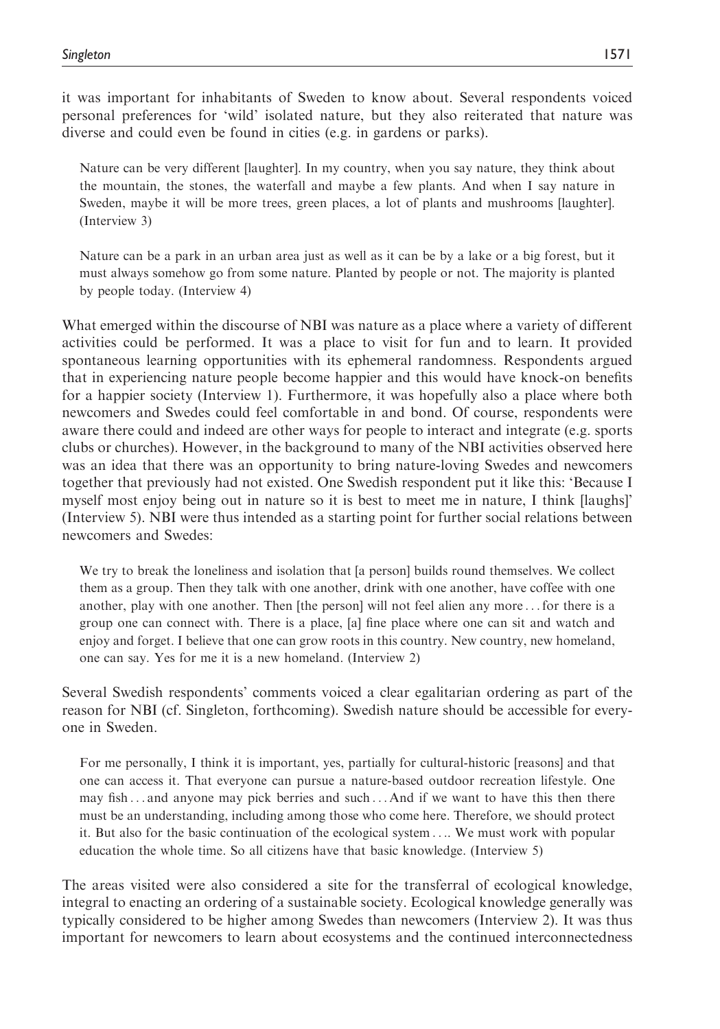it was important for inhabitants of Sweden to know about. Several respondents voiced personal preferences for 'wild' isolated nature, but they also reiterated that nature was diverse and could even be found in cities (e.g. in gardens or parks).

> Nature can be very different [laughter]. In my country, when you say nature, they think about the mountain, the stones, the waterfall and maybe a few plants. And when I say nature in Sweden, maybe it will be more trees, green places, a lot of plants and mushrooms [laughter]. (Interview 3)

> Nature can be a park in an urban area just as well as it can be by a lake or a big forest, but it must always somehow go from some nature. Planted by people or not. The majority is planted by people today. (Interview 4)

What emerged within the discourse of NBI was nature as a place where a variety of different activities could be performed. It was a place to visit for fun and to learn. It provided spontaneous learning opportunities with its ephemeral randomness. Respondents argued that in experiencing nature people become happier and this would have knock-on benefits for a happier society (Interview 1). Furthermore, it was hopefully also a place where both newcomers and Swedes could feel comfortable in and bond. Of course, respondents were aware there could and indeed are other ways for people to interact and integrate (e.g. sports clubs or churches). However, in the background to many of the NBI activities observed here was an idea that there was an opportunity to bring nature-loving Swedes and newcomers together that previously had not existed. One Swedish respondent put it like this: 'Because I myself most enjoy being out in nature so it is best to meet me in nature, I think [laughs]' (Interview 5). NBI were thus intended as a starting point for further social relations between newcomers and Swedes:

> We try to break the loneliness and isolation that [a person] builds round themselves. We collect them as a group. Then they talk with one another, drink with one another, have coffee with one another, play with one another. Then [the person] will not feel alien any more ... for there is a group one can connect with. There is a place, [a] fine place where one can sit and watch and enjoy and forget. I believe that one can grow roots in this country. New country, new homeland, one can say. Yes for me it is a new homeland. (Interview 2)

Several Swedish respondents' comments voiced a clear egalitarian ordering as part of the reason for NBI (cf. Singleton, forthcoming). Swedish nature should be accessible for everyone in Sweden.

> For me personally, I think it is important, yes, partially for cultural-historic [reasons] and that one can access it. That everyone can pursue a nature-based outdoor recreation lifestyle. One may fish ... and anyone may pick berries and such ... And if we want to have this then there must be an understanding, including among those who come here. Therefore, we should protect it. But also for the basic continuation of the ecological system .... We must work with popular education the whole time. So all citizens have that basic knowledge. (Interview 5)

The areas visited were also considered a site for the transferral of ecological knowledge, integral to enacting an ordering of a sustainable society. Ecological knowledge generally was typically considered to be higher among Swedes than newcomers (Interview 2). It was thus important for newcomers to learn about ecosystems and the continued interconnectedness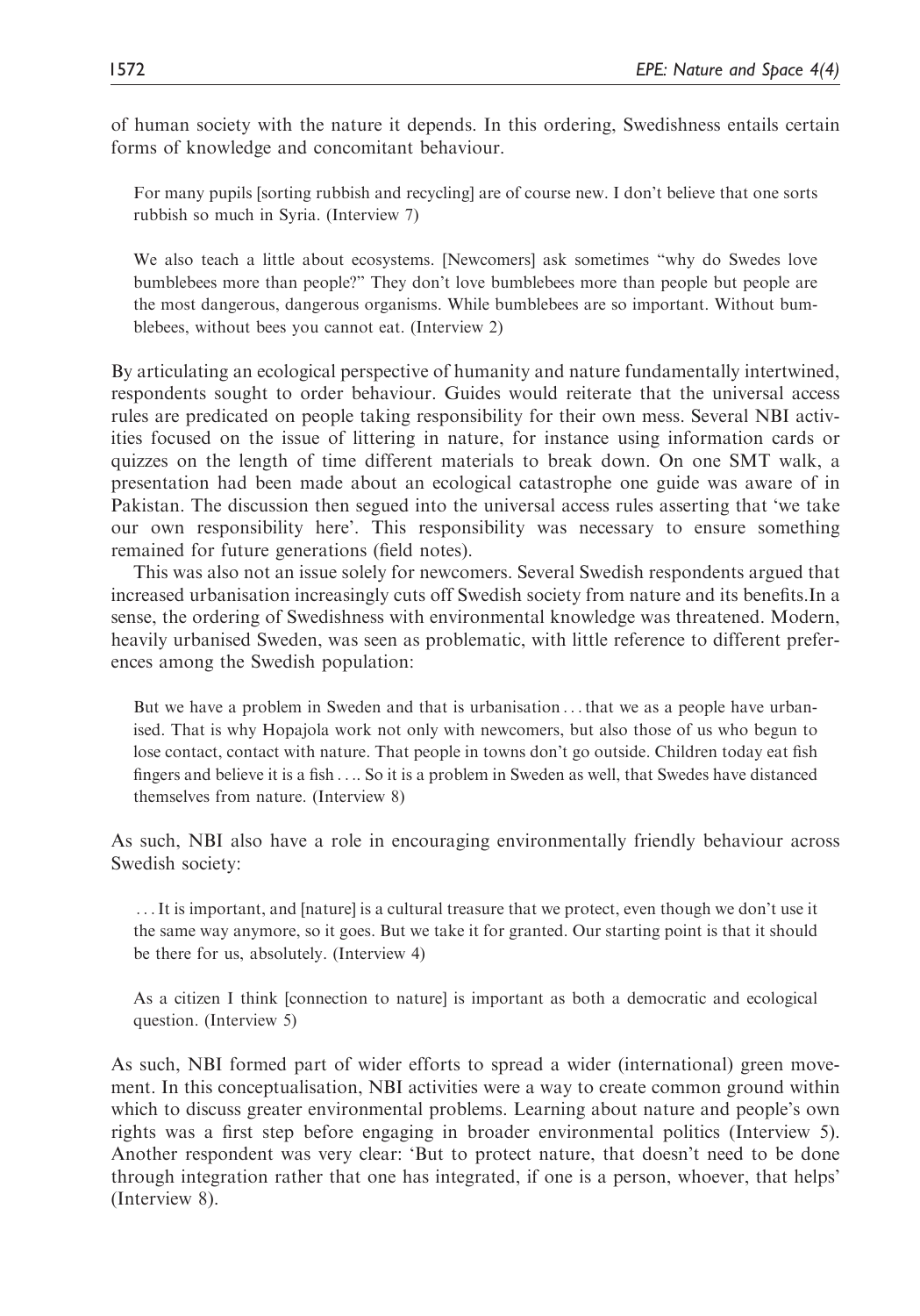of human society with the nature it depends. In this ordering, Swedishness entails certain forms of knowledge and concomitant behaviour.

> For many pupils [sorting rubbish and recycling] are of course new. I don't believe that one sorts rubbish so much in Syria. (Interview 7)

> We also teach a little about ecosystems. [Newcomers] ask sometimes "why do Swedes love bumblebees more than people?" They don't love bumblebees more than people but people are the most dangerous, dangerous organisms. While bumblebees are so important. Without bumblebees, without bees you cannot eat. (Interview 2)

By articulating an ecological perspective of humanity and nature fundamentally intertwined, respondents sought to order behaviour. Guides would reiterate that the universal access rules are predicated on people taking responsibility for their own mess. Several NBI activities focused on the issue of littering in nature, for instance using information cards or quizzes on the length of time different materials to break down. On one SMT walk, a presentation had been made about an ecological catastrophe one guide was aware of in Pakistan. The discussion then segued into the universal access rules asserting that 'we take our own responsibility here'. This responsibility was necessary to ensure something remained for future generations (field notes).

This was also not an issue solely for newcomers. Several Swedish respondents argued that increased urbanisation increasingly cuts off Swedish society from nature and its benefits.In a sense, the ordering of Swedishness with environmental knowledge was threatened. Modern, heavily urbanised Sweden, was seen as problematic, with little reference to different preferences among the Swedish population:

> But we have a problem in Sweden and that is urbanisation ... that we as a people have urbanised. That is why Hopajola work not only with newcomers, but also those of us who begun to lose contact, contact with nature. That people in towns don't go outside. Children today eat fish fingers and believe it is a fish .... So it is a problem in Sweden as well, that Swedes have distanced themselves from nature. (Interview 8)

As such, NBI also have a role in encouraging environmentally friendly behaviour across Swedish society:

> ... It is important, and [nature] is a cultural treasure that we protect, even though we don't use it the same way anymore, so it goes. But we take it for granted. Our starting point is that it should be there for us, absolutely. (Interview 4)

> As a citizen I think [connection to nature] is important as both a democratic and ecological question. (Interview 5)

As such, NBI formed part of wider efforts to spread a wider (international) green movement. In this conceptualisation, NBI activities were a way to create common ground within which to discuss greater environmental problems. Learning about nature and people's own rights was a first step before engaging in broader environmental politics (Interview 5). Another respondent was very clear: 'But to protect nature, that doesn't need to be done through integration rather that one has integrated, if one is a person, whoever, that helps' (Interview 8).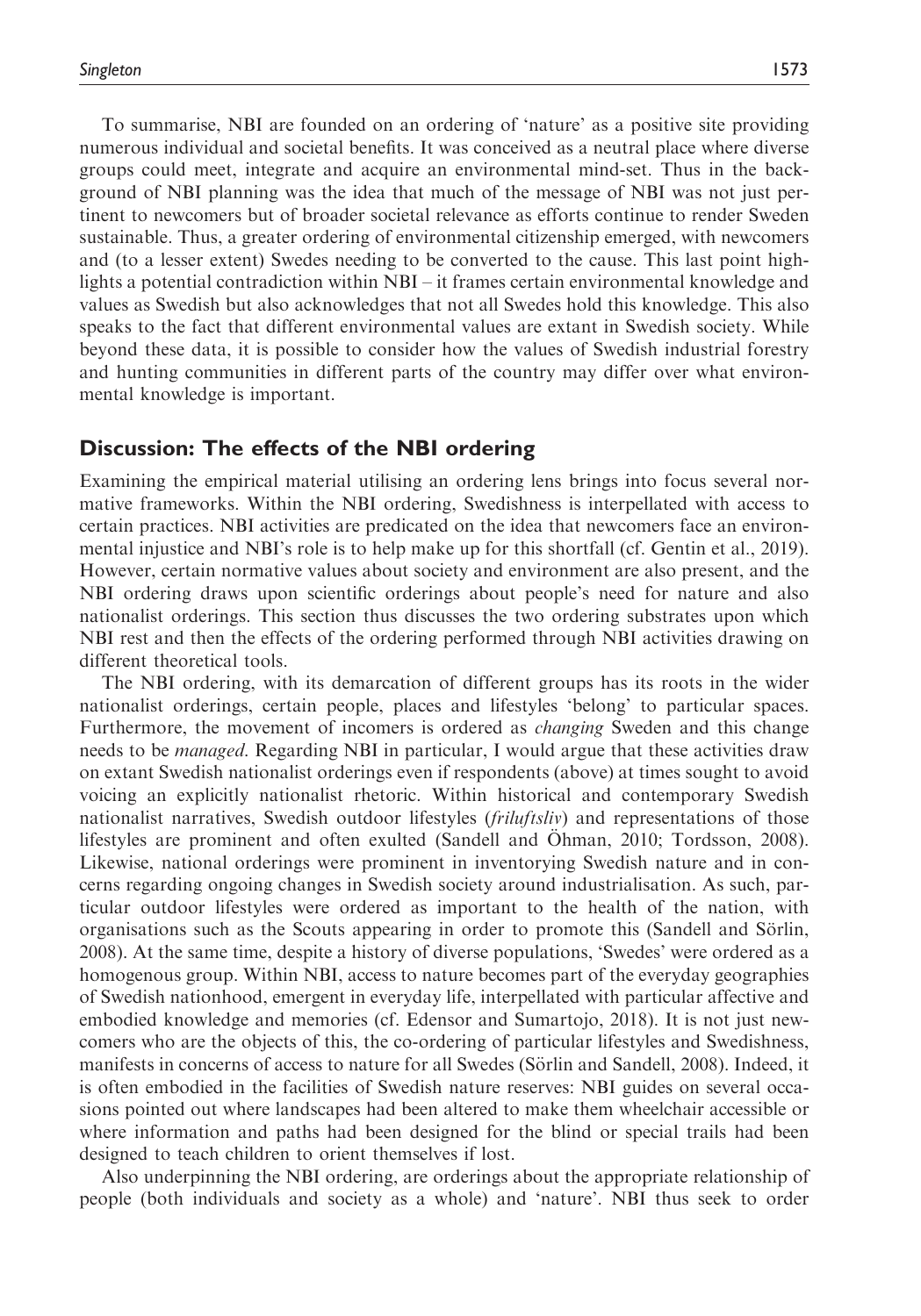To summarise, NBI are founded on an ordering of 'nature' as a positive site providing numerous individual and societal benefits. It was conceived as a neutral place where diverse groups could meet, integrate and acquire an environmental mind-set. Thus in the background of NBI planning was the idea that much of the message of NBI was not just pertinent to newcomers but of broader societal relevance as efforts continue to render Sweden sustainable. Thus, a greater ordering of environmental citizenship emerged, with newcomers and (to a lesser extent) Swedes needing to be converted to the cause. This last point highlights a potential contradiction within NBI – it frames certain environmental knowledge and values as Swedish but also acknowledges that not all Swedes hold this knowledge. This also speaks to the fact that different environmental values are extant in Swedish society. While beyond these data, it is possible to consider how the values of Swedish industrial forestry and hunting communities in different parts of the country may differ over what environmental knowledge is important.

## Discussion: The effects of the NBI ordering

Examining the empirical material utilising an ordering lens brings into focus several normative frameworks. Within the NBI ordering, Swedishness is interpellated with access to certain practices. NBI activities are predicated on the idea that newcomers face an environmental injustice and NBI's role is to help make up for this shortfall (cf. Gentin et al., 2019). However, certain normative values about society and environment are also present, and the NBI ordering draws upon scientific orderings about people's need for nature and also nationalist orderings. This section thus discusses the two ordering substrates upon which NBI rest and then the effects of the ordering performed through NBI activities drawing on different theoretical tools.

The NBI ordering, with its demarcation of different groups has its roots in the wider nationalist orderings, certain people, places and lifestyles 'belong' to particular spaces. Furthermore, the movement of incomers is ordered as *changing* Sweden and this change needs to be *managed*. Regarding NBI in particular, I would argue that these activities draw on extant Swedish nationalist orderings even if respondents (above) at times sought to avoid voicing an explicitly nationalist rhetoric. Within historical and contemporary Swedish nationalist narratives, Swedish outdoor lifestyles (*friluftsliv*) and representations of those lifestyles are prominent and often exulted (Sandell and Öhman, 2010; Tordsson, 2008). Likewise, national orderings were prominent in inventorying Swedish nature and in concerns regarding ongoing changes in Swedish society around industrialisation. As such, particular outdoor lifestyles were ordered as important to the health of the nation, with organisations such as the Scouts appearing in order to promote this (Sandell and Sörlin, 2008). At the same time, despite a history of diverse populations, 'Swedes' were ordered as a homogenous group. Within NBI, access to nature becomes part of the everyday geographies of Swedish nationhood, emergent in everyday life, interpellated with particular affective and embodied knowledge and memories (cf. Edensor and Sumartojo, 2018). It is not just newcomers who are the objects of this, the co-ordering of particular lifestyles and Swedishness, manifests in concerns of access to nature for all Swedes (Sörlin and Sandell, 2008). Indeed, it is often embodied in the facilities of Swedish nature reserves: NBI guides on several occasions pointed out where landscapes had been altered to make them wheelchair accessible or where information and paths had been designed for the blind or special trails had been designed to teach children to orient themselves if lost.

Also underpinning the NBI ordering, are orderings about the appropriate relationship of people (both individuals and society as a whole) and 'nature'. NBI thus seek to order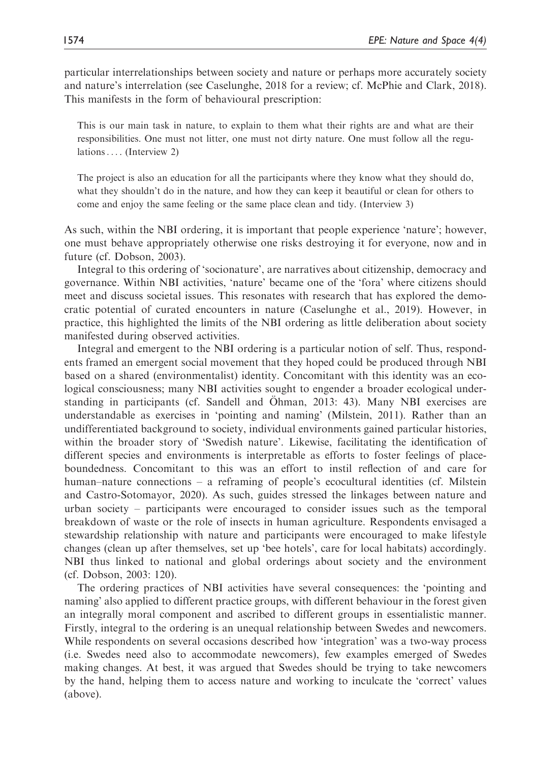particular interrelationships between society and nature or perhaps more accurately society and nature's interrelation (see Caselunghe, 2018 for a review; cf. McPhie and Clark, 2018). This manifests in the form of behavioural prescription:

> This is our main task in nature, to explain to them what their rights are and what are their responsibilities. One must not litter, one must not dirty nature. One must follow all the regulations .... (Interview 2)

> The project is also an education for all the participants where they know what they should do, what they shouldn't do in the nature, and how they can keep it beautiful or clean for others to come and enjoy the same feeling or the same place clean and tidy. (Interview 3)

As such, within the NBI ordering, it is important that people experience 'nature'; however, one must behave appropriately otherwise one risks destroying it for everyone, now and in future (cf. Dobson, 2003).

Integral to this ordering of 'socionature', are narratives about citizenship, democracy and governance. Within NBI activities, 'nature' became one of the 'fora' where citizens should meet and discuss societal issues. This resonates with research that has explored the democratic potential of curated encounters in nature (Caselunghe et al., 2019). However, in practice, this highlighted the limits of the NBI ordering as little deliberation about society manifested during observed activities.

Integral and emergent to the NBI ordering is a particular notion of self. Thus, respondents framed an emergent social movement that they hoped could be produced through NBI based on a shared (environmentalist) identity. Concomitant with this identity was an ecological consciousness; many NBI activities sought to engender a broader ecological understanding in participants (cf. Sandell and Öhman, 2013: 43). Many NBI exercises are understandable as exercises in 'pointing and naming' (Milstein, 2011). Rather than an undifferentiated background to society, individual environments gained particular histories, within the broader story of 'Swedish nature'. Likewise, facilitating the identification of different species and environments is interpretable as efforts to foster feelings of place-boundedness. Concomitant to this was an effort to instil reflection of and care for human–nature connections – a reframing of people's ecocultural identities (cf. Milstein and Castro-Sotomayor, 2020). As such, guides stressed the linkages between nature and urban society – participants were encouraged to consider issues such as the temporal breakdown of waste or the role of insects in human agriculture. Respondents envisaged a stewardship relationship with nature and participants were encouraged to make lifestyle changes (clean up after themselves, set up 'bee hotels', care for local habitats) accordingly. NBI thus linked to national and global orderings about society and the environment (cf. Dobson, 2003: 120).

The ordering practices of NBI activities have several consequences: the 'pointing and naming' also applied to different practice groups, with different behaviour in the forest given an integrally moral component and ascribed to different groups in essentialistic manner. Firstly, integral to the ordering is an unequal relationship between Swedes and newcomers. While respondents on several occasions described how 'integration' was a two-way process (i.e. Swedes need also to accommodate newcomers), few examples emerged of Swedes making changes. At best, it was argued that Swedes should be trying to take newcomers by the hand, helping them to access nature and working to inculcate the 'correct' values (above).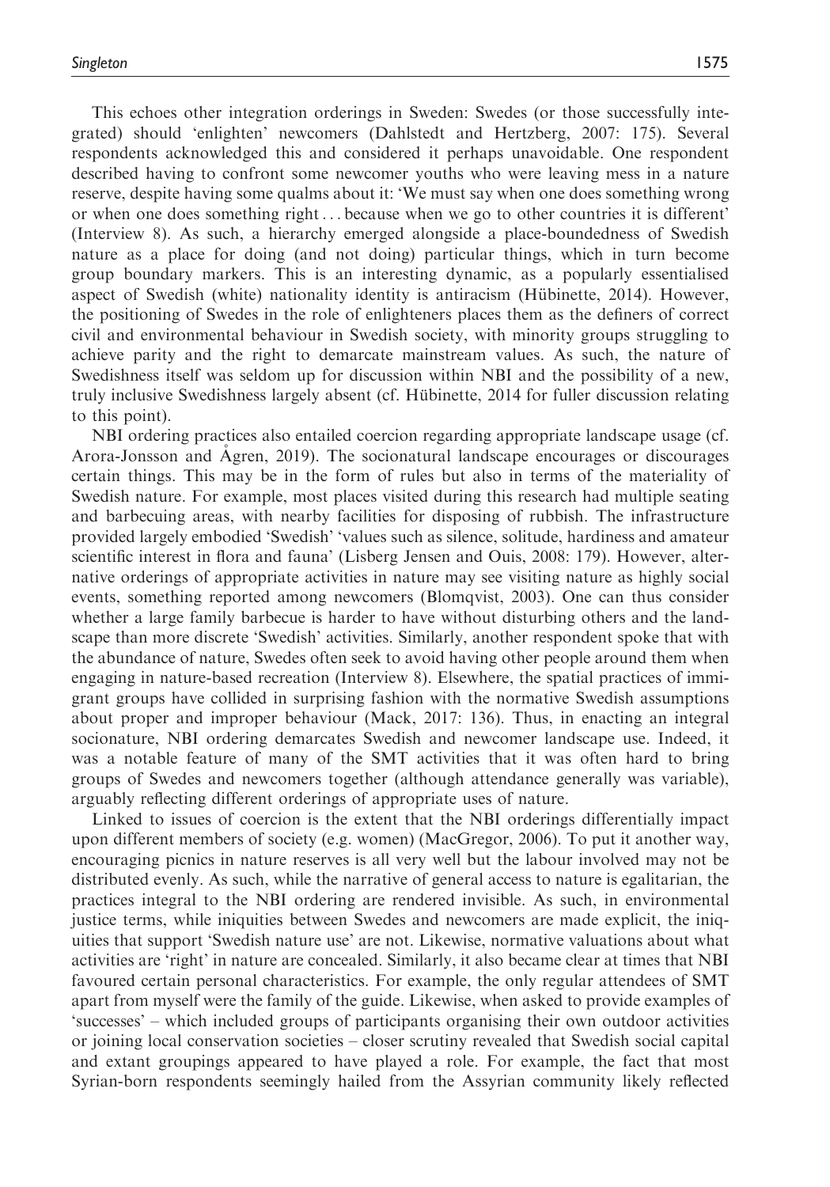This echoes other integration orderings in Sweden: Swedes (or those successfully integrated) should 'enlighten' newcomers (Dahlstedt and Hertzberg, 2007: 175). Several respondents acknowledged this and considered it perhaps unavoidable. One respondent described having to confront some newcomer youths who were leaving mess in a nature reserve, despite having some qualms about it: 'We must say when one does something wrong or when one does something right . . . because when we go to other countries it is different' (Interview 8). As such, a hierarchy emerged alongside a place-boundedness of Swedish nature as a place for doing (and not doing) particular things, which in turn become group boundary markers. This is an interesting dynamic, as a popularly essentialised aspect of Swedish (white) nationality identity is antiracism (Hübinette, 2014). However, the positioning of Swedes in the role of enlighteners places them as the definers of correct civil and environmental behaviour in Swedish society, with minority groups struggling to achieve parity and the right to demarcate mainstream values. As such, the nature of Swedishness itself was seldom up for discussion within NBI and the possibility of a new, truly inclusive Swedishness largely absent (cf. Hübinette, 2014 for fuller discussion relating to this point).

NBI ordering practices also entailed coercion regarding appropriate landscape usage (cf. Arora-Jonsson and Ågren, 2019). The socionatural landscape encourages or discourages certain things. This may be in the form of rules but also in terms of the materiality of Swedish nature. For example, most places visited during this research had multiple seating and barbecuing areas, with nearby facilities for disposing of rubbish. The infrastructure provided largely embodied 'Swedish' 'values such as silence, solitude, hardiness and amateur scientific interest in flora and fauna' (Lisberg Jensen and Ouis, 2008: 179). However, alternative orderings of appropriate activities in nature may see visiting nature as highly social events, something reported among newcomers (Blomqvist, 2003). One can thus consider whether a large family barbecue is harder to have without disturbing others and the landscape than more discrete 'Swedish' activities. Similarly, another respondent spoke that with the abundance of nature, Swedes often seek to avoid having other people around them when engaging in nature-based recreation (Interview 8). Elsewhere, the spatial practices of immigrant groups have collided in surprising fashion with the normative Swedish assumptions about proper and improper behaviour (Mack, 2017: 136). Thus, in enacting an integral socionature, NBI ordering demarcates Swedish and newcomer landscape use. Indeed, it was a notable feature of many of the SMT activities that it was often hard to bring groups of Swedes and newcomers together (although attendance generally was variable), arguably reflecting different orderings of appropriate uses of nature.

Linked to issues of coercion is the extent that the NBI orderings differentially impact upon different members of society (e.g. women) (MacGregor, 2006). To put it another way, encouraging picnics in nature reserves is all very well but the labour involved may not be distributed evenly. As such, while the narrative of general access to nature is egalitarian, the practices integral to the NBI ordering are rendered invisible. As such, in environmental justice terms, while iniquities between Swedes and newcomers are made explicit, the iniquities that support 'Swedish nature use' are not. Likewise, normative valuations about what activities are 'right' in nature are concealed. Similarly, it also became clear at times that NBI favoured certain personal characteristics. For example, the only regular attendees of SMT apart from myself were the family of the guide. Likewise, when asked to provide examples of 'successes' – which included groups of participants organising their own outdoor activities or joining local conservation societies – closer scrutiny revealed that Swedish social capital and extant groupings appeared to have played a role. For example, the fact that most Syrian-born respondents seemingly hailed from the Assyrian community likely reflected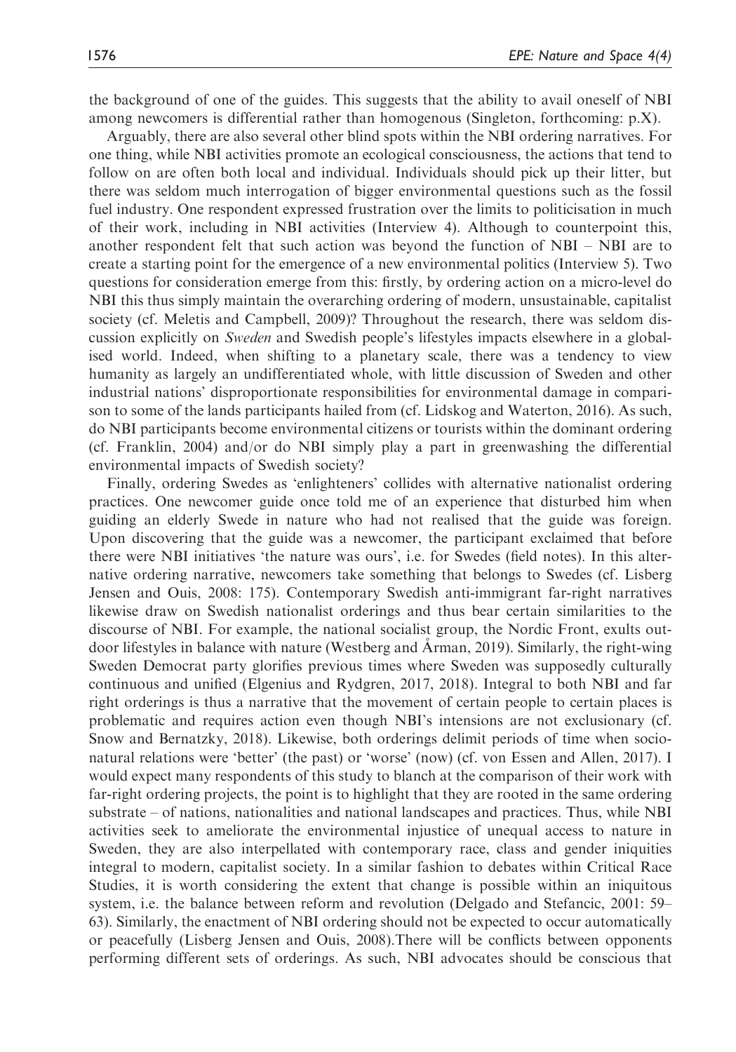the background of one of the guides. This suggests that the ability to avail oneself of NBI among newcomers is differential rather than homogenous (Singleton, forthcoming: p.X).

Arguably, there are also several other blind spots within the NBI ordering narratives. For one thing, while NBI activities promote an ecological consciousness, the actions that tend to follow on are often both local and individual. Individuals should pick up their litter, but there was seldom much interrogation of bigger environmental questions such as the fossil fuel industry. One respondent expressed frustration over the limits to politicisation in much of their work, including in NBI activities (Interview 4). Although to counterpoint this, another respondent felt that such action was beyond the function of NBI – NBI are to create a starting point for the emergence of a new environmental politics (Interview 5). Two questions for consideration emerge from this: firstly, by ordering action on a micro-level do NBI this thus simply maintain the overarching ordering of modern, unsustainable, capitalist society (cf. Meletis and Campbell, 2009)? Throughout the research, there was seldom discussion explicitly on *Sweden* and Swedish people's lifestyles impacts elsewhere in a globalised world. Indeed, when shifting to a planetary scale, there was a tendency to view humanity as largely an undifferentiated whole, with little discussion of Sweden and other industrial nations' disproportionate responsibilities for environmental damage in comparison to some of the lands participants hailed from (cf. Lidskog and Waterton, 2016). As such, do NBI participants become environmental citizens or tourists within the dominant ordering (cf. Franklin, 2004) and/or do NBI simply play a part in greenwashing the differential environmental impacts of Swedish society?

Finally, ordering Swedes as 'enlighteners' collides with alternative nationalist ordering practices. One newcomer guide once told me of an experience that disturbed him when guiding an elderly Swede in nature who had not realised that the guide was foreign. Upon discovering that the guide was a newcomer, the participant exclaimed that before there were NBI initiatives 'the nature was ours', i.e. for Swedes (field notes). In this alternative ordering narrative, newcomers take something that belongs to Swedes (cf. Lisberg Jensen and Ouis, 2008: 175). Contemporary Swedish anti-immigrant far-right narratives likewise draw on Swedish nationalist orderings and thus bear certain similarities to the discourse of NBI. For example, the national socialist group, the Nordic Front, exults outdoor lifestyles in balance with nature (Westberg and Årman, 2019). Similarly, the right-wing Sweden Democrat party glorifies previous times where Sweden was supposedly culturally continuous and unified (Elgenius and Rydgren, 2017, 2018). Integral to both NBI and far right orderings is thus a narrative that the movement of certain people to certain places is problematic and requires action even though NBI's intensions are not exclusionary (cf. Snow and Bernatzky, 2018). Likewise, both orderings delimit periods of time when socio-natural relations were 'better' (the past) or 'worse' (now) (cf. von Essen and Allen, 2017). I would expect many respondents of this study to blanch at the comparison of their work with far-right ordering projects, the point is to highlight that they are rooted in the same ordering substrate – of nations, nationalities and national landscapes and practices. Thus, while NBI activities seek to ameliorate the environmental injustice of unequal access to nature in Sweden, they are also interpellated with contemporary race, class and gender iniquities integral to modern, capitalist society. In a similar fashion to debates within Critical Race Studies, it is worth considering the extent that change is possible within an iniquitous system, i.e. the balance between reform and revolution (Delgado and Stefancic, 2001: 59–63). Similarly, the enactment of NBI ordering should not be expected to occur automatically or peacefully (Lisberg Jensen and Ouis, 2008).There will be conflicts between opponents performing different sets of orderings. As such, NBI advocates should be conscious that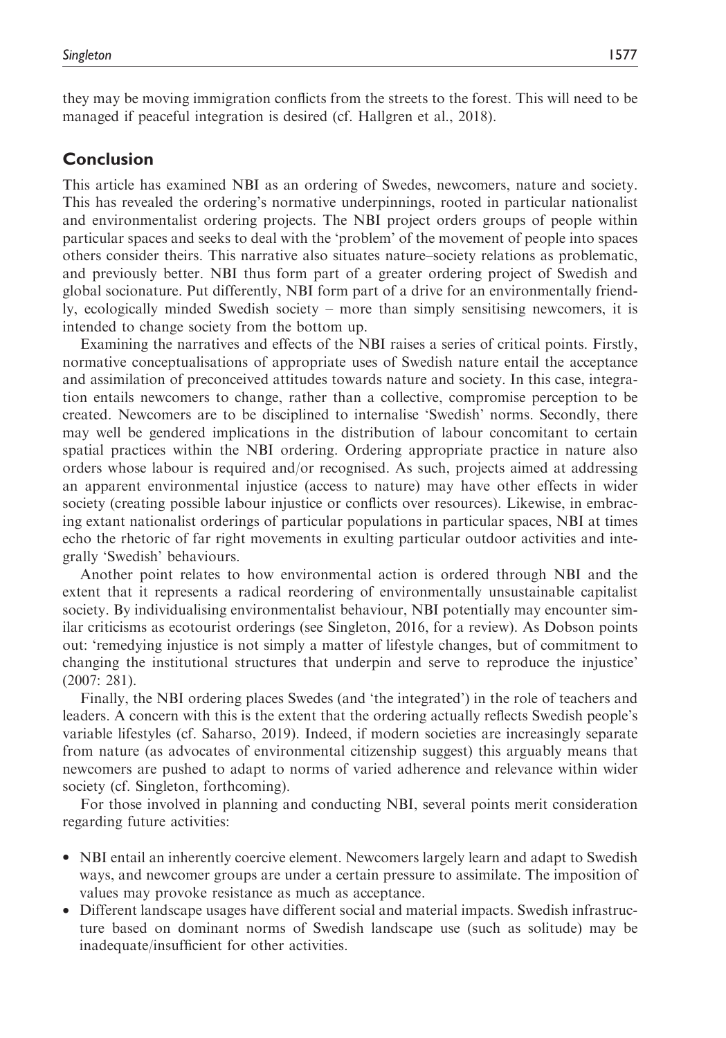they may be moving immigration conflicts from the streets to the forest. This will need to be managed if peaceful integration is desired (cf. Hallgren et al., 2018).

## Conclusion

This article has examined NBI as an ordering of Swedes, newcomers, nature and society. This has revealed the ordering's normative underpinnings, rooted in particular nationalist and environmentalist ordering projects. The NBI project orders groups of people within particular spaces and seeks to deal with the 'problem' of the movement of people into spaces others consider theirs. This narrative also situates nature–society relations as problematic, and previously better. NBI thus form part of a greater ordering project of Swedish and global socionature. Put differently, NBI form part of a drive for an environmentally friendly, ecologically minded Swedish society – more than simply sensitising newcomers, it is intended to change society from the bottom up.

Examining the narratives and effects of the NBI raises a series of critical points. Firstly, normative conceptualisations of appropriate uses of Swedish nature entail the acceptance and assimilation of preconceived attitudes towards nature and society. In this case, integration entails newcomers to change, rather than a collective, compromise perception to be created. Newcomers are to be disciplined to internalise 'Swedish' norms. Secondly, there may well be gendered implications in the distribution of labour concomitant to certain spatial practices within the NBI ordering. Ordering appropriate practice in nature also orders whose labour is required and/or recognised. As such, projects aimed at addressing an apparent environmental injustice (access to nature) may have other effects in wider society (creating possible labour injustice or conflicts over resources). Likewise, in embracing extant nationalist orderings of particular populations in particular spaces, NBI at times echo the rhetoric of far right movements in exulting particular outdoor activities and integrally 'Swedish' behaviours.

Another point relates to how environmental action is ordered through NBI and the extent that it represents a radical reordering of environmentally unsustainable capitalist society. By individualising environmentalist behaviour, NBI potentially may encounter similar criticisms as ecotourist orderings (see Singleton, 2016, for a review). As Dobson points out: 'remedying injustice is not simply a matter of lifestyle changes, but of commitment to changing the institutional structures that underpin and serve to reproduce the injustice' (2007: 281).

Finally, the NBI ordering places Swedes (and 'the integrated') in the role of teachers and leaders. A concern with this is the extent that the ordering actually reflects Swedish people's variable lifestyles (cf. Saharso, 2019). Indeed, if modern societies are increasingly separate from nature (as advocates of environmental citizenship suggest) this arguably means that newcomers are pushed to adapt to norms of varied adherence and relevance within wider society (cf. Singleton, forthcoming).

For those involved in planning and conducting NBI, several points merit consideration regarding future activities:

- NBI entail an inherently coercive element. Newcomers largely learn and adapt to Swedish ways, and newcomer groups are under a certain pressure to assimilate. The imposition of values may provoke resistance as much as acceptance.
- Different landscape usages have different social and material impacts. Swedish infrastructure based on dominant norms of Swedish landscape use (such as solitude) may be inadequate/insufficient for other activities.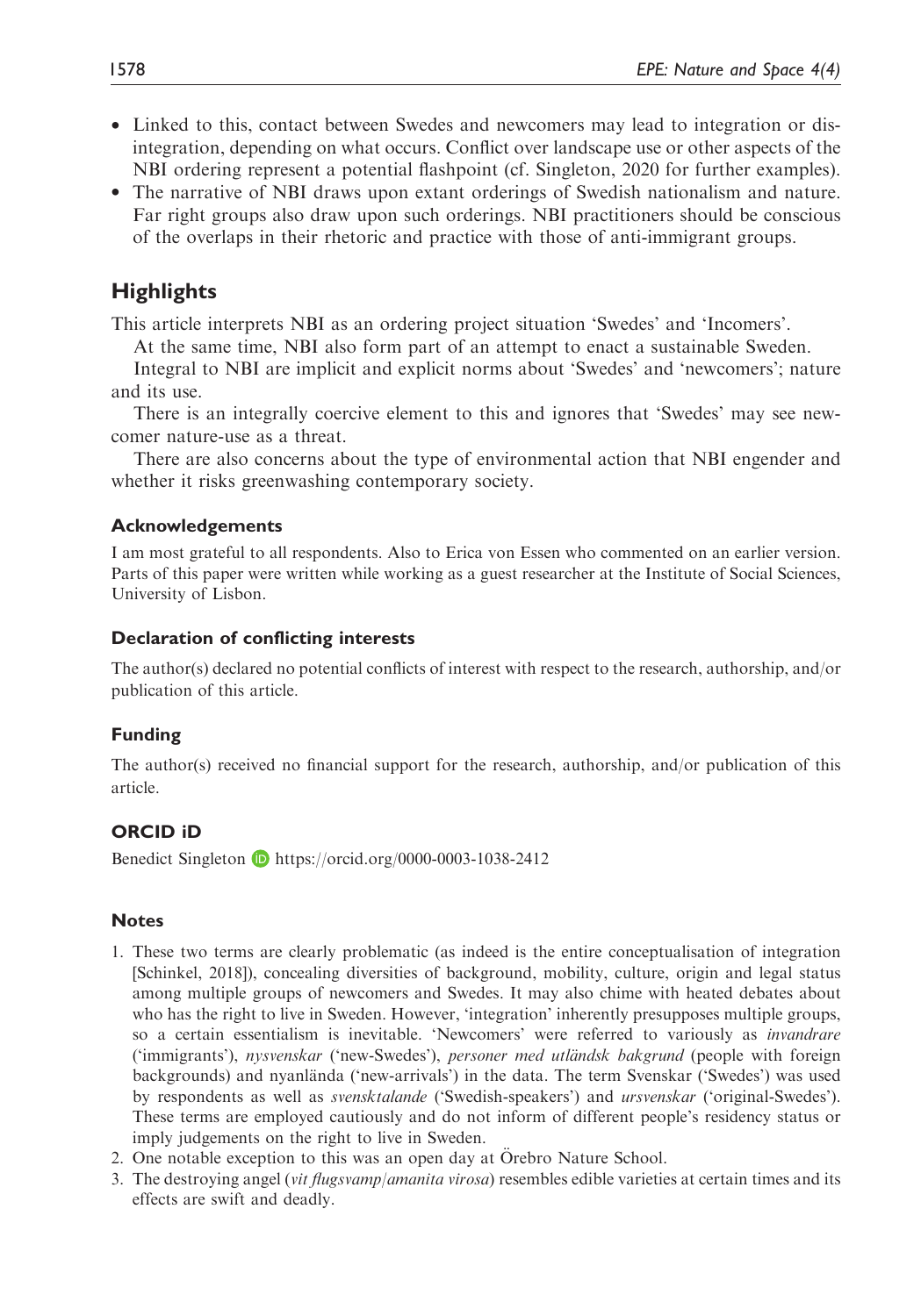- Linked to this, contact between Swedes and newcomers may lead to integration or dis-integration, depending on what occurs. Conflict over landscape use or other aspects of the NBI ordering represent a potential flashpoint (cf. Singleton, 2020 for further examples).
- The narrative of NBI draws upon extant orderings of Swedish nationalism and nature. Far right groups also draw upon such orderings. NBI practitioners should be conscious of the overlaps in their rhetoric and practice with those of anti-immigrant groups.

## Highlights

This article interprets NBI as an ordering project situation 'Swedes' and 'Incomers'.

At the same time, NBI also form part of an attempt to enact a sustainable Sweden.

Integral to NBI are implicit and explicit norms about 'Swedes' and 'newcomers'; nature and its use.

There is an integrally coercive element to this and ignores that 'Swedes' may see newcomer nature-use as a threat.

There are also concerns about the type of environmental action that NBI engender and whether it risks greenwashing contemporary society.

### Acknowledgements

I am most grateful to all respondents. Also to Erica von Essen who commented on an earlier version. Parts of this paper were written while working as a guest researcher at the Institute of Social Sciences, University of Lisbon.

### Declaration of conflicting interests

The author(s) declared no potential conflicts of interest with respect to the research, authorship, and/or publication of this article.

### Funding

The author(s) received no financial support for the research, authorship, and/or publication of this article.

### ORCID iD

Benedict Singleton https://orcid.org/0000-0003-1038-2412

### Notes

1. These two terms are clearly problematic (as indeed is the entire conceptualisation of integration [Schinkel, 2018]), concealing diversities of background, mobility, culture, origin and legal status among multiple groups of newcomers and Swedes. It may also chime with heated debates about who has the right to live in Sweden. However, 'integration' inherently presupposes multiple groups, so a certain essentialism is inevitable. 'Newcomers' were referred to variously as *invandrare* ('immigrants'), *nysvenskar* ('new-Swedes'), *personer med utländsk bakgrund* (people with foreign backgrounds) and nyanlända ('new-arrivals') in the data. The term Svenskar ('Swedes') was used by respondents as well as *svensktalande* ('Swedish-speakers') and *ursvenskar* ('original-Swedes'). These terms are employed cautiously and do not inform of different people's residency status or imply judgements on the right to live in Sweden.
2. One notable exception to this was an open day at Örebro Nature School.
3. The destroying angel (*vit flugsvamp/amanita virosa*) resembles edible varieties at certain times and its effects are swift and deadly.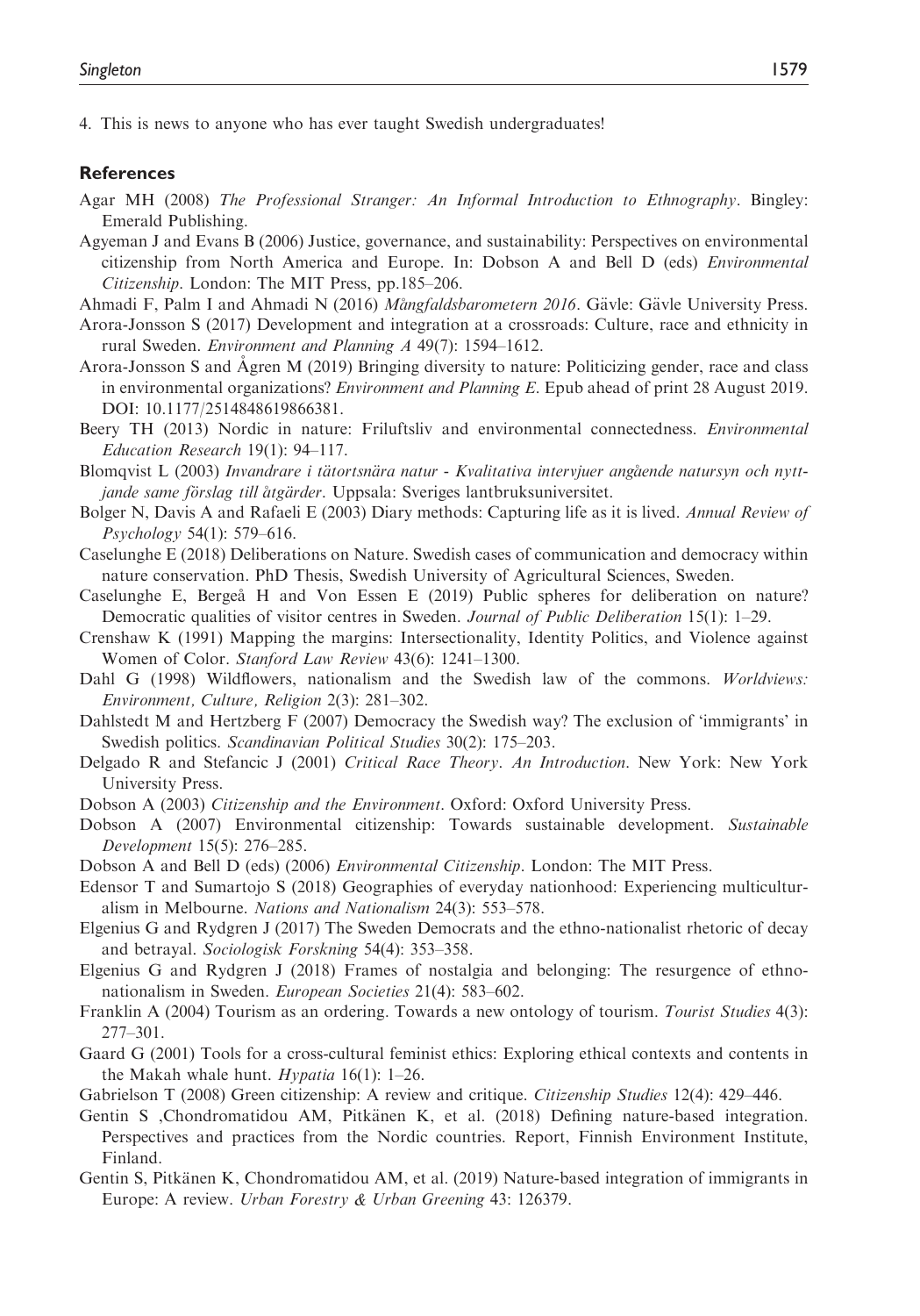4. This is news to anyone who has ever taught Swedish undergraduates!

## References

Agar MH (2008) *The Professional Stranger: An Informal Introduction to Ethnography*. Bingley: Emerald Publishing.

Agyeman J and Evans B (2006) Justice, governance, and sustainability: Perspectives on environmental citizenship from North America and Europe. In: Dobson A and Bell D (eds) *Environmental Citizenship*. London: The MIT Press, pp.185–206.

Ahmadi F, Palm I and Ahmadi N (2016) *Mångfaldsbarometern 2016*. Gävle: Gävle University Press.

Arora-Jonsson S (2017) Development and integration at a crossroads: Culture, race and ethnicity in rural Sweden. *Environment and Planning A* 49(7): 1594–1612.

Arora-Jonsson S and Ågren M (2019) Bringing diversity to nature: Politicizing gender, race and class in environmental organizations? *Environment and Planning E*. Epub ahead of print 28 August 2019. DOI: 10.1177/2514848619866381.

Beery TH (2013) Nordic in nature: Friluftsliv and environmental connectedness. *Environmental Education Research* 19(1): 94–117.

Blomqvist L (2003) *Invandrare i tätortsnära natur - Kvalitativa intervjuer angående natursyn och nyttjande same förslag till åtgärder*. Uppsala: Sveriges lantbruksuniversitet.

Bolger N, Davis A and Rafaeli E (2003) Diary methods: Capturing life as it is lived. *Annual Review of Psychology* 54(1): 579–616.

Caselunghe E (2018) Deliberations on Nature. Swedish cases of communication and democracy within nature conservation. PhD Thesis, Swedish University of Agricultural Sciences, Sweden.

Caselunghe E, Bergeå H and Von Essen E (2019) Public spheres for deliberation on nature? Democratic qualities of visitor centres in Sweden. *Journal of Public Deliberation* 15(1): 1–29.

Crenshaw K (1991) Mapping the margins: Intersectionality, Identity Politics, and Violence against Women of Color. *Stanford Law Review* 43(6): 1241–1300.

Dahl G (1998) Wildflowers, nationalism and the Swedish law of the commons. *Worldviews: Environment, Culture, Religion* 2(3): 281–302.

Dahlstedt M and Hertzberg F (2007) Democracy the Swedish way? The exclusion of 'immigrants' in Swedish politics. *Scandinavian Political Studies* 30(2): 175–203.

Delgado R and Stefancic J (2001) *Critical Race Theory. An Introduction*. New York: New York University Press.

Dobson A (2003) *Citizenship and the Environment*. Oxford: Oxford University Press.

Dobson A (2007) Environmental citizenship: Towards sustainable development. *Sustainable Development* 15(5): 276–285.

Dobson A and Bell D (eds) (2006) *Environmental Citizenship*. London: The MIT Press.

Edensor T and Sumartojo S (2018) Geographies of everyday nationhood: Experiencing multiculturalism in Melbourne. *Nations and Nationalism* 24(3): 553–578.

Elgenius G and Rydgren J (2017) The Sweden Democrats and the ethno-nationalist rhetoric of decay and betrayal. *Sociologisk Forskning* 54(4): 353–358.

Elgenius G and Rydgren J (2018) Frames of nostalgia and belonging: The resurgence of ethno-nationalism in Sweden. *European Societies* 21(4): 583–602.

Franklin A (2004) Tourism as an ordering. Towards a new ontology of tourism. *Tourist Studies* 4(3): 277–301.

Gaard G (2001) Tools for a cross-cultural feminist ethics: Exploring ethical contexts and contents in the Makah whale hunt. *Hypatia* 16(1): 1–26.

Gabrielson T (2008) Green citizenship: A review and critique. *Citizenship Studies* 12(4): 429–446.

Gentin S ,Chondromatidou AM, Pitkänen K, et al. (2018) Defining nature-based integration. Perspectives and practices from the Nordic countries. Report, Finnish Environment Institute, Finland.

Gentin S, Pitkänen K, Chondromatidou AM, et al. (2019) Nature-based integration of immigrants in Europe: A review. *Urban Forestry & Urban Greening* 43: 126379.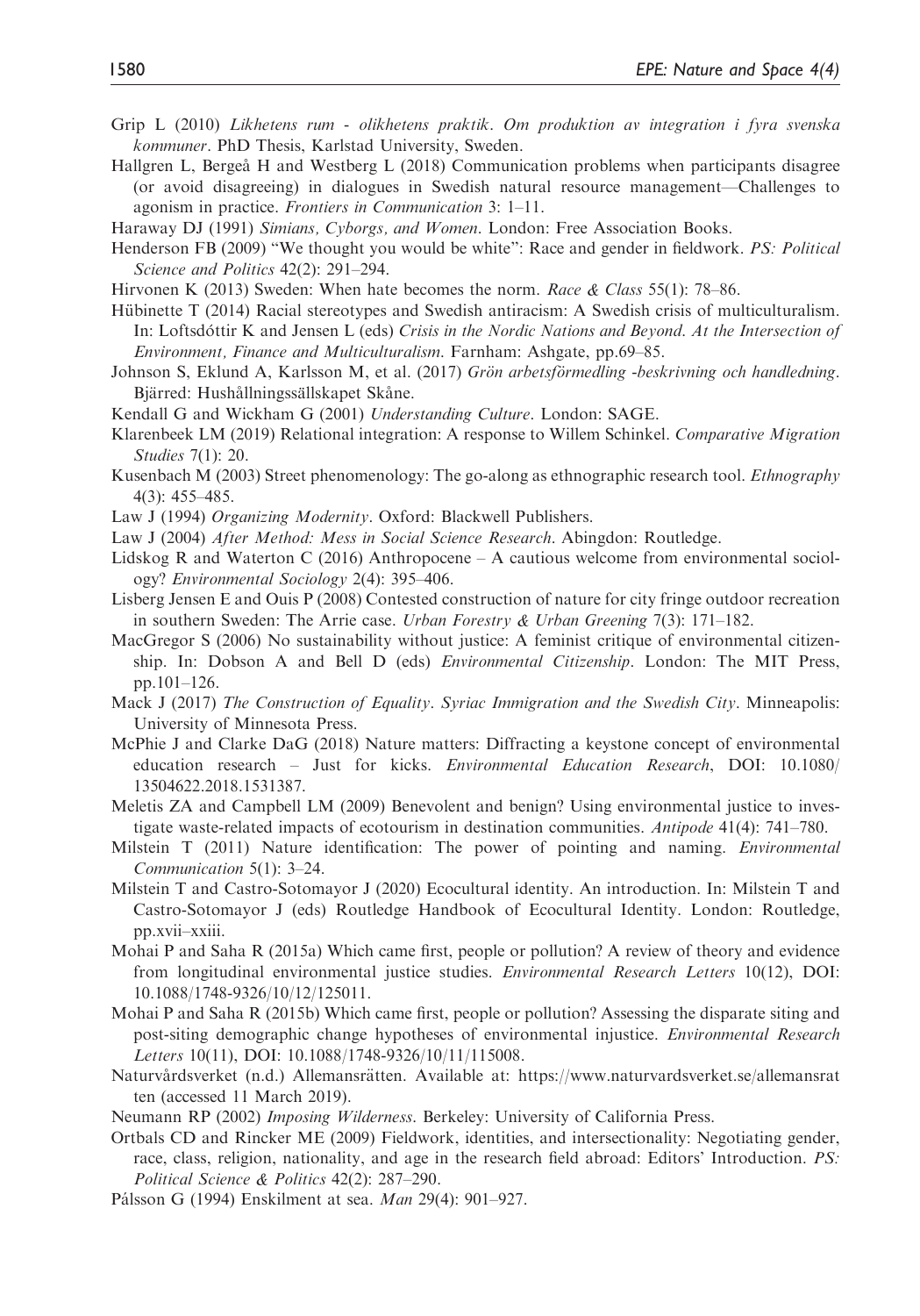Grip L (2010) *Likhetens rum - olikhetens praktik. Om produktion av integration i fyra svenska kommuner*. PhD Thesis, Karlstad University, Sweden.

Hallgren L, Bergeå H and Westberg L (2018) Communication problems when participants disagree (or avoid disagreeing) in dialogues in Swedish natural resource management—Challenges to agonism in practice. *Frontiers in Communication* 3: 1–11.

Haraway DJ (1991) *Simians, Cyborgs, and Women*. London: Free Association Books.

Henderson FB (2009) "We thought you would be white": Race and gender in fieldwork. *PS: Political Science and Politics* 42(2): 291–294.

Hirvonen K (2013) Sweden: When hate becomes the norm. *Race & Class* 55(1): 78–86.

Hübinette T (2014) Racial stereotypes and Swedish antiracism: A Swedish crisis of multiculturalism. In: Loftsdóttir K and Jensen L (eds) *Crisis in the Nordic Nations and Beyond. At the Intersection of Environment, Finance and Multiculturalism*. Farnham: Ashgate, pp.69–85.

Johnson S, Eklund A, Karlsson M, et al. (2017) *Grön arbetsförmedling -beskrivning och handledning*. Bjärred: Hushållningssällskapet Skåne.

Kendall G and Wickham G (2001) *Understanding Culture*. London: SAGE.

Klarenbeek LM (2019) Relational integration: A response to Willem Schinkel. *Comparative Migration Studies* 7(1): 20.

Kusenbach M (2003) Street phenomenology: The go-along as ethnographic research tool. *Ethnography* 4(3): 455–485.

Law J (1994) *Organizing Modernity*. Oxford: Blackwell Publishers.

Law J (2004) *After Method: Mess in Social Science Research*. Abingdon: Routledge.

Lidskog R and Waterton C (2016) Anthropocene – A cautious welcome from environmental sociology? *Environmental Sociology* 2(4): 395–406.

Lisberg Jensen E and Ouis P (2008) Contested construction of nature for city fringe outdoor recreation in southern Sweden: The Arrie case. *Urban Forestry & Urban Greening* 7(3): 171–182.

MacGregor S (2006) No sustainability without justice: A feminist critique of environmental citizenship. In: Dobson A and Bell D (eds) *Environmental Citizenship*. London: The MIT Press, pp.101–126.

Mack J (2017) *The Construction of Equality. Syriac Immigration and the Swedish City*. Minneapolis: University of Minnesota Press.

McPhie J and Clarke DaG (2018) Nature matters: Diffracting a keystone concept of environmental education research – Just for kicks. *Environmental Education Research*, DOI: 10.1080/13504622.2018.1531387.

Meletis ZA and Campbell LM (2009) Benevolent and benign? Using environmental justice to investigate waste-related impacts of ecotourism in destination communities. *Antipode* 41(4): 741–780.

Milstein T (2011) Nature identification: The power of pointing and naming. *Environmental Communication* 5(1): 3–24.

Milstein T and Castro-Sotomayor J (2020) Ecocultural identity. An introduction. In: Milstein T and Castro-Sotomayor J (eds) Routledge Handbook of Ecocultural Identity. London: Routledge, pp.xvii–xxiii.

Mohai P and Saha R (2015a) Which came first, people or pollution? A review of theory and evidence from longitudinal environmental justice studies. *Environmental Research Letters* 10(12), DOI: 10.1088/1748-9326/10/12/125011.

Mohai P and Saha R (2015b) Which came first, people or pollution? Assessing the disparate siting and post-siting demographic change hypotheses of environmental injustice. *Environmental Research Letters* 10(11), DOI: 10.1088/1748-9326/10/11/115008.

Naturvårdsverket (n.d.) Allemansrätten. Available at: https://www.naturvardsverket.se/allemansratten (accessed 11 March 2019).

Neumann RP (2002) *Imposing Wilderness*. Berkeley: University of California Press.

Ortbals CD and Rincker ME (2009) Fieldwork, identities, and intersectionality: Negotiating gender, race, class, religion, nationality, and age in the research field abroad: Editors' Introduction. *PS: Political Science & Politics* 42(2): 287–290.

Pálsson G (1994) Enskilment at sea. *Man* 29(4): 901–927.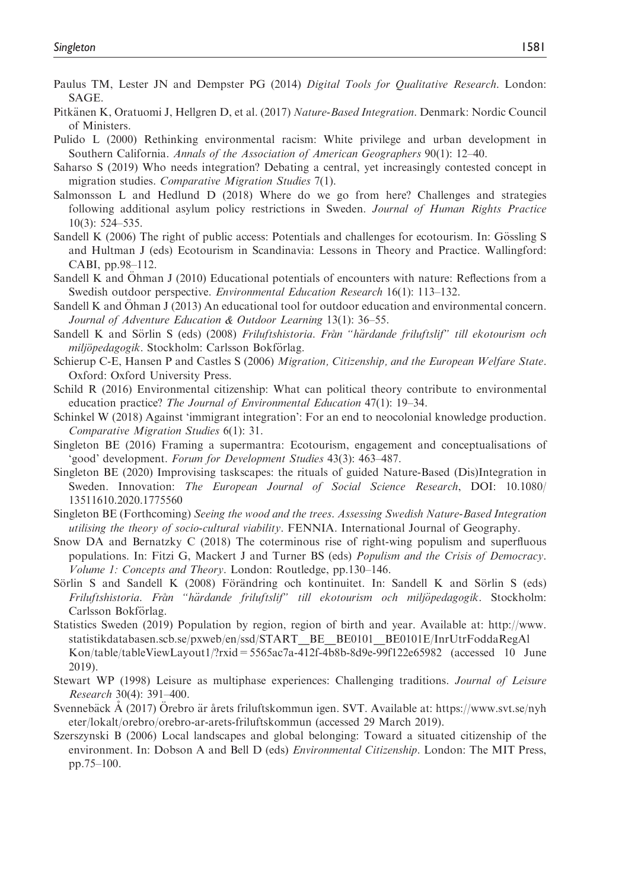Paulus TM, Lester JN and Dempster PG (2014) *Digital Tools for Qualitative Research*. London: SAGE.

Pitkänen K, Oratuomi J, Hellgren D, et al. (2017) *Nature-Based Integration*. Denmark: Nordic Council of Ministers.

Pulido L (2000) Rethinking environmental racism: White privilege and urban development in Southern California. *Annals of the Association of American Geographers* 90(1): 12–40.

Saharso S (2019) Who needs integration? Debating a central, yet increasingly contested concept in migration studies. *Comparative Migration Studies* 7(1).

Salmonsson L and Hedlund D (2018) Where do we go from here? Challenges and strategies following additional asylum policy restrictions in Sweden. *Journal of Human Rights Practice* 10(3): 524–535.

Sandell K (2006) The right of public access: Potentials and challenges for ecotourism. In: Gössling S and Hultman J (eds) Ecotourism in Scandinavia: Lessons in Theory and Practice. Wallingford: CABI, pp.98–112.

Sandell K and Öhman J (2010) Educational potentials of encounters with nature: Reflections from a Swedish outdoor perspective. *Environmental Education Research* 16(1): 113–132.

Sandell K and Öhman J (2013) An educational tool for outdoor education and environmental concern. *Journal of Adventure Education & Outdoor Learning* 13(1): 36–55.

Sandell K and Sörlin S (eds) (2008) *Friluftshistoria. Från "härdande friluftslif" till ekotourism och miljöpedagogik*. Stockholm: Carlsson Bokförlag.

Schierup C-E, Hansen P and Castles S (2006) *Migration, Citizenship, and the European Welfare State*. Oxford: Oxford University Press.

Schild R (2016) Environmental citizenship: What can political theory contribute to environmental education practice? *The Journal of Environmental Education* 47(1): 19–34.

Schinkel W (2018) Against 'immigrant integration': For an end to neocolonial knowledge production. *Comparative Migration Studies* 6(1): 31.

Singleton BE (2016) Framing a supermantra: Ecotourism, engagement and conceptualisations of 'good' development. *Forum for Development Studies* 43(3): 463–487.

Singleton BE (2020) Improvising taskscapes: the rituals of guided Nature-Based (Dis)Integration in Sweden. Innovation: *The European Journal of Social Science Research*, DOI: 10.1080/13511610.2020.1775560

Singleton BE (Forthcoming) *Seeing the wood and the trees. Assessing Swedish Nature-Based Integration utilising the theory of socio-cultural viability*. FENNIA. International Journal of Geography.

Snow DA and Bernatzky C (2018) The coterminous rise of right-wing populism and superfluous populations. In: Fitzi G, Mackert J and Turner BS (eds) *Populism and the Crisis of Democracy. Volume 1: Concepts and Theory*. London: Routledge, pp.130–146.

Sörlin S and Sandell K (2008) Förändring och kontinuitet. In: Sandell K and Sörlin S (eds) *Friluftshistoria. Från "härdande friluftslif" till ekotourism och miljöpedagogik*. Stockholm: Carlsson Bokförlag.

Statistics Sweden (2019) Population by region, region of birth and year. Available at: http://www.statistikdatabasen.scb.se/pxweb/en/ssd/START__BE__BE0101__BE0101E/InrUtrFoddaRegAlKon/table/tableViewLayout1/?rxid = 5565ac7a-412f-4b8b-8d9e-99f122e65982 (accessed 10 June 2019).

Stewart WP (1998) Leisure as multiphase experiences: Challenging traditions. *Journal of Leisure Research* 30(4): 391–400.

Svennebäck Å (2017) Örebro är årets friluftskommun igen. SVT. Available at: https://www.svt.se/nyheter/lokalt/orebro/orebro-ar-arets-friluftskommun (accessed 29 March 2019).

Szerszynski B (2006) Local landscapes and global belonging: Toward a situated citizenship of the environment. In: Dobson A and Bell D (eds) *Environmental Citizenship*. London: The MIT Press, pp.75–100.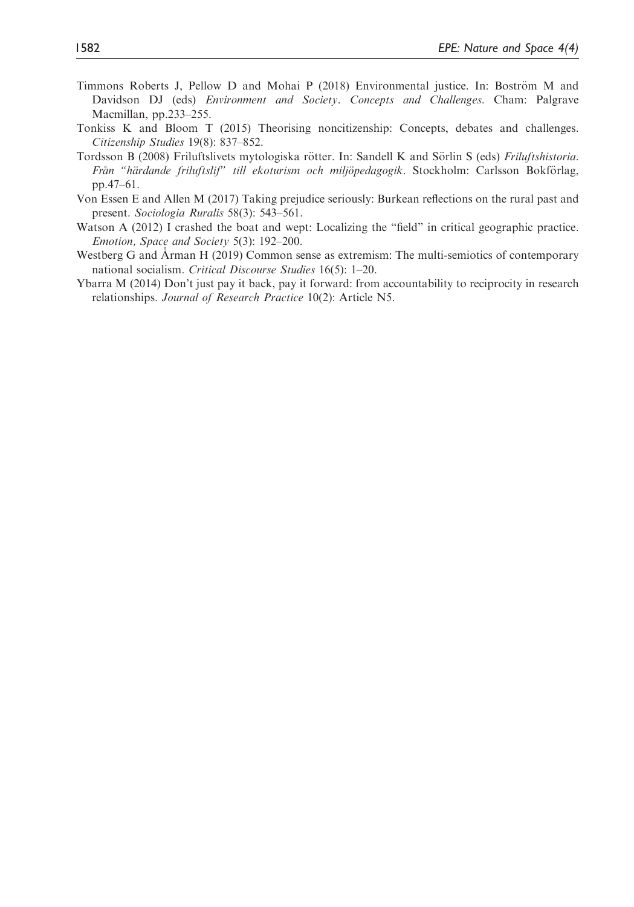Timmons Roberts J, Pellow D and Mohai P (2018) Environmental justice. In: Boström M and Davidson DJ (eds) *Environment and Society. Concepts and Challenges*. Cham: Palgrave Macmillan, pp.233–255.

Tonkiss K and Bloom T (2015) Theorising noncitizenship: Concepts, debates and challenges. *Citizenship Studies* 19(8): 837–852.

Tordsson B (2008) Friluftslivets mytologiska rötter. In: Sandell K and Sörlin S (eds) *Friluftshistoria. Från "härdande friluftslif" till ekoturism och miljöpedagogik*. Stockholm: Carlsson Bokförlag, pp.47–61.

Von Essen E and Allen M (2017) Taking prejudice seriously: Burkean reflections on the rural past and present. *Sociologia Ruralis* 58(3): 543–561.

Watson A (2012) I crashed the boat and wept: Localizing the "field" in critical geographic practice. *Emotion, Space and Society* 5(3): 192–200.

Westberg G and Årman H (2019) Common sense as extremism: The multi-semiotics of contemporary national socialism. *Critical Discourse Studies* 16(5): 1–20.

Ybarra M (2014) Don't just pay it back, pay it forward: from accountability to reciprocity in research relationships. *Journal of Research Practice* 10(2): Article N5.